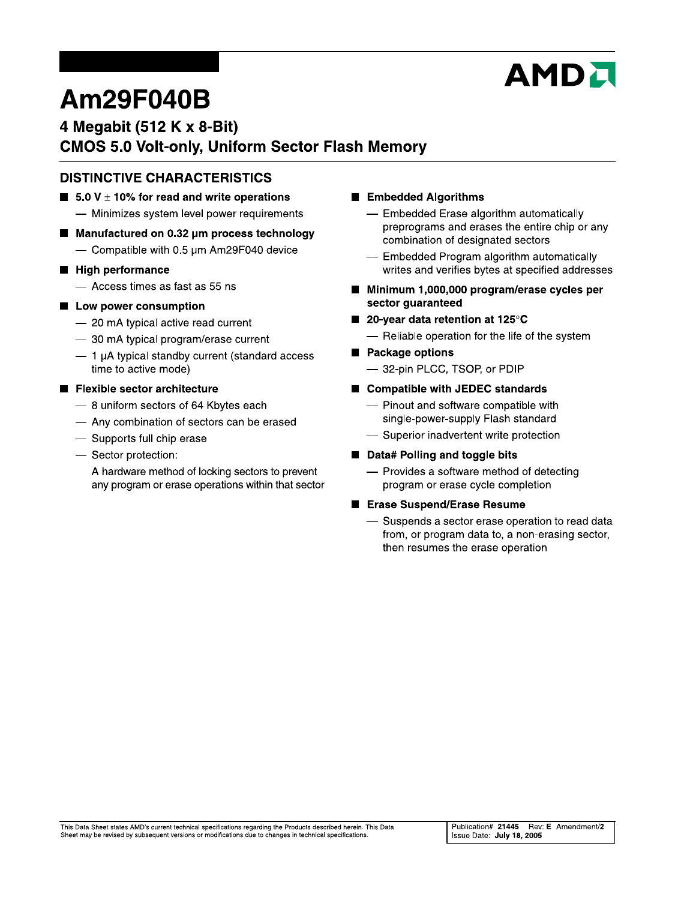# Am29F040B

## 4 Megabit (512 K x 8-Bit)
## CMOS 5.0 Volt-only, Uniform Sector Flash Memory

## DISTINCTIVE CHARACTERISTICS

- **5.0 V ± 10% for read and write operations**
  - Minimizes system level power requirements
- **Manufactured on 0.32 µm process technology**
  - Compatible with 0.5 µm Am29F040 device
- **High performance**
  - Access times as fast as 55 ns
- **Low power consumption**
  - 20 mA typical active read current
  - 30 mA typical program/erase current
  - 1 µA typical standby current (standard access time to active mode)
- **Flexible sector architecture**
  - 8 uniform sectors of 64 Kbytes each
  - Any combination of sectors can be erased
  - Supports full chip erase
  - Sector protection:

    A hardware method of locking sectors to prevent any program or erase operations within that sector
- **Embedded Algorithms**
  - Embedded Erase algorithm automatically preprograms and erases the entire chip or any combination of designated sectors
  - Embedded Program algorithm automatically writes and verifies bytes at specified addresses
- **Minimum 1,000,000 program/erase cycles per sector guaranteed**
- **20-year data retention at 125°C**
  - Reliable operation for the life of the system
- **Package options**
  - 32-pin PLCC, TSOP, or PDIP
- **Compatible with JEDEC standards**
  - Pinout and software compatible with single-power-supply Flash standard
  - Superior inadvertent write protection
- **Data# Polling and toggle bits**
  - Provides a software method of detecting program or erase cycle completion
- **Erase Suspend/Erase Resume**
  - Suspends a sector erase operation to read data from, or program data to, a non-erasing sector, then resumes the erase operation

This Data Sheet states AMD's current technical specifications regarding the Products described herein. This Data Sheet may be revised by subsequent versions or modifications due to changes in technical specifications.

Publication# 21445 Rev: E Amendment/2
Issue Date: July 18, 2005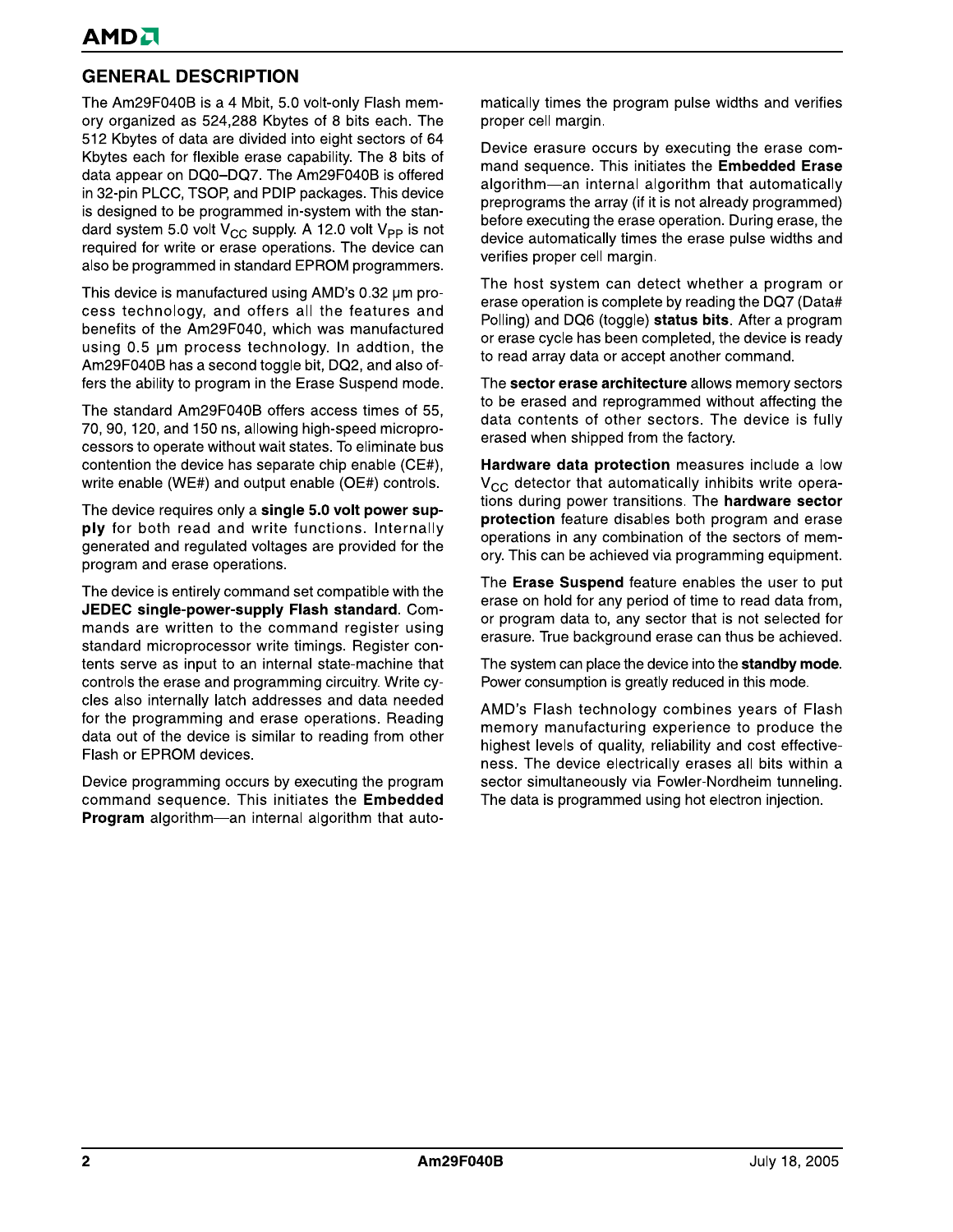## GENERAL DESCRIPTION

The Am29F040B is a 4 Mbit, 5.0 volt-only Flash memory organized as 524,288 Kbytes of 8 bits each. The 512 Kbytes of data are divided into eight sectors of 64 Kbytes each for flexible erase capability. The 8 bits of data appear on DQ0–DQ7. The Am29F040B is offered in 32-pin PLCC, TSOP, and PDIP packages. This device is designed to be programmed in-system with the standard system 5.0 volt $V_{CC}$ supply. A 12.0 volt $V_{PP}$ is not required for write or erase operations. The device can also be programmed in standard EPROM programmers.

This device is manufactured using AMD's 0.32 µm process technology, and offers all the features and benefits of the Am29F040, which was manufactured using 0.5 µm process technology. In addtion, the Am29F040B has a second toggle bit, DQ2, and also offers the ability to program in the Erase Suspend mode.

The standard Am29F040B offers access times of 55, 70, 90, 120, and 150 ns, allowing high-speed microprocessors to operate without wait states. To eliminate bus contention the device has separate chip enable (CE#), write enable (WE#) and output enable (OE#) controls.

The device requires only a **single 5.0 volt power supply** for both read and write functions. Internally generated and regulated voltages are provided for the program and erase operations.

The device is entirely command set compatible with the **JEDEC single-power-supply Flash standard**. Commands are written to the command register using standard microprocessor write timings. Register contents serve as input to an internal state-machine that controls the erase and programming circuitry. Write cycles also internally latch addresses and data needed for the programming and erase operations. Reading data out of the device is similar to reading from other Flash or EPROM devices.

Device programming occurs by executing the program command sequence. This initiates the **Embedded Program** algorithm—an internal algorithm that automatically times the program pulse widths and verifies proper cell margin.

Device erasure occurs by executing the erase command sequence. This initiates the **Embedded Erase** algorithm—an internal algorithm that automatically preprograms the array (if it is not already programmed) before executing the erase operation. During erase, the device automatically times the erase pulse widths and verifies proper cell margin.

The host system can detect whether a program or erase operation is complete by reading the DQ7 (Data# Polling) and DQ6 (toggle) **status bits**. After a program or erase cycle has been completed, the device is ready to read array data or accept another command.

The **sector erase architecture** allows memory sectors to be erased and reprogrammed without affecting the data contents of other sectors. The device is fully erased when shipped from the factory.

**Hardware data protection** measures include a low $V_{CC}$ detector that automatically inhibits write operations during power transitions. The **hardware sector protection** feature disables both program and erase operations in any combination of the sectors of memory. This can be achieved via programming equipment.

The **Erase Suspend** feature enables the user to put erase on hold for any period of time to read data from, or program data to, any sector that is not selected for erasure. True background erase can thus be achieved.

The system can place the device into the **standby mode**. Power consumption is greatly reduced in this mode.

AMD's Flash technology combines years of Flash memory manufacturing experience to produce the highest levels of quality, reliability and cost effectiveness. The device electrically erases all bits within a sector simultaneously via Fowler-Nordheim tunneling. The data is programmed using hot electron injection.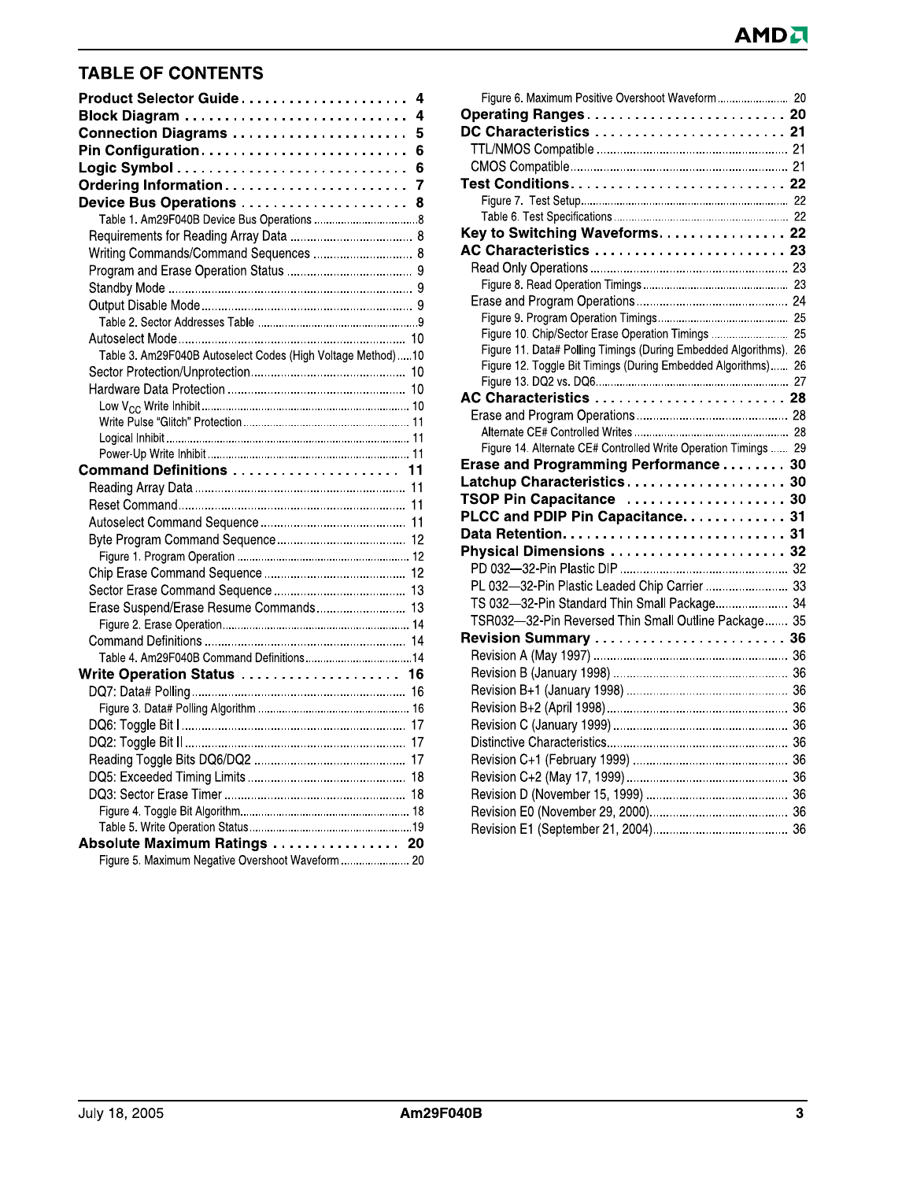## TABLE OF CONTENTS

**Product Selector Guide** . . . . . . . . . . . . . . . . . . . . 4
**Block Diagram** . . . . . . . . . . . . . . . . . . . . . . . . . . . 4
**Connection Diagrams** . . . . . . . . . . . . . . . . . . . . . 5
**Pin Configuration** . . . . . . . . . . . . . . . . . . . . . . . . 6
**Logic Symbol** . . . . . . . . . . . . . . . . . . . . . . . . . . . 6
**Ordering Information** . . . . . . . . . . . . . . . . . . . . . . 7
**Device Bus Operations** . . . . . . . . . . . . . . . . . . . . 8
- Table 1. Am29F040B Device Bus Operations .......................... 8
- Requirements for Reading Array Data ........................... 8
- Writing Commands/Command Sequences ........................... 8
- Program and Erase Operation Status ........................... 9
- Standby Mode ........................... 9
- Output Disable Mode ........................... 9
- Table 2. Sector Addresses Table ........................... 9
- Autoselect Mode ........................... 10
- Table 3. Am29F040B Autoselect Codes (High Voltage Method) ..... 10
- Sector Protection/Unprotection ........................... 10
- Hardware Data Protection ........................... 10
- Low $V_{CC}$ Write Inhibit ........................... 10
- Write Pulse "Glitch" Protection ........................... 11
- Logical Inhibit ........................... 11
- Power-Up Write Inhibit ........................... 11

**Command Definitions** . . . . . . . . . . . . . . . . . . . . 11
- Reading Array Data ........................... 11
- Reset Command ........................... 11
- Autoselect Command Sequence ........................... 11
- Byte Program Command Sequence ........................... 12
- Figure 1. Program Operation ........................... 12
- Chip Erase Command Sequence ........................... 12
- Sector Erase Command Sequence ........................... 13
- Erase Suspend/Erase Resume Commands ........................... 13
- Figure 2. Erase Operation ........................... 14
- Command Definitions ........................... 14
- Table 4. Am29F040B Command Definitions ........................... 14

**Write Operation Status** . . . . . . . . . . . . . . . . . . . 16
- DQ7: Data# Polling ........................... 16
- Figure 3. Data# Polling Algorithm ........................... 16
- DQ6: Toggle Bit I ........................... 17
- DQ2: Toggle Bit II ........................... 17
- Reading Toggle Bits DQ6/DQ2 ........................... 17
- DQ5: Exceeded Timing Limits ........................... 18
- DQ3: Sector Erase Timer ........................... 18
- Figure 4. Toggle Bit Algorithm ........................... 18
- Table 5. Write Operation Status ........................... 19

**Absolute Maximum Ratings** . . . . . . . . . . . . . . . . 20
- Figure 5. Maximum Negative Overshoot Waveform ........................... 20
- Figure 6. Maximum Positive Overshoot Waveform ........................... 20

**Operating Ranges** . . . . . . . . . . . . . . . . . . . . . . . . 20
**DC Characteristics** . . . . . . . . . . . . . . . . . . . . . . . 21
- TTL/NMOS Compatible ........................... 21
- CMOS Compatible ........................... 21

**Test Conditions** . . . . . . . . . . . . . . . . . . . . . . . . . 22
- Figure 7. Test Setup ........................... 22
- Table 6. Test Specifications ........................... 22

**Key to Switching Waveforms** . . . . . . . . . . . . . . . . 22
**AC Characteristics** . . . . . . . . . . . . . . . . . . . . . . . 23
- Read Only Operations ........................... 23
- Figure 8. Read Operation Timings ........................... 23
- Erase and Program Operations ........................... 24
- Figure 9. Program Operation Timings ........................... 25
- Figure 10. Chip/Sector Erase Operation Timings ........................... 25
- Figure 11. Data# Polling Timings (During Embedded Algorithms) . 26
- Figure 12. Toggle Bit Timings (During Embedded Algorithms) ...... 26
- Figure 13. DQ2 vs. DQ6 ........................... 27

**AC Characteristics** . . . . . . . . . . . . . . . . . . . . . . . 28
- Erase and Program Operations ........................... 28
- Alternate CE# Controlled Writes ........................... 28
- Figure 14. Alternate CE# Controlled Write Operation Timings ...... 29

**Erase and Programming Performance** . . . . . . . . 30
**Latchup Characteristics** . . . . . . . . . . . . . . . . . . . . 30
**TSOP Pin Capacitance** . . . . . . . . . . . . . . . . . . . . 30
**PLCC and PDIP Pin Capacitance** . . . . . . . . . . . . . 31
**Data Retention** . . . . . . . . . . . . . . . . . . . . . . . . . . . 31
**Physical Dimensions** . . . . . . . . . . . . . . . . . . . . . . 32
- PD 032—32-Pin Plastic DIP ........................... 32
- PL 032—32-Pin Plastic Leaded Chip Carrier ........................... 33
- TS 032—32-Pin Standard Thin Small Package ........................... 34
- TSR032—32-Pin Reversed Thin Small Outline Package ....... 35

**Revision Summary** . . . . . . . . . . . . . . . . . . . . . . . . 36
- Revision A (May 1997) ........................... 36
- Revision B (January 1998) ........................... 36
- Revision B+1 (January 1998) ........................... 36
- Revision B+2 (April 1998) ........................... 36
- Revision C (January 1999) ........................... 36
- Distinctive Characteristics ........................... 36
- Revision C+1 (February 1999) ........................... 36
- Revision C+2 (May 17, 1999) ........................... 36
- Revision D (November 15, 1999) ........................... 36
- Revision E0 (November 29, 2000) ........................... 36
- Revision E1 (September 21, 2004) ........................... 36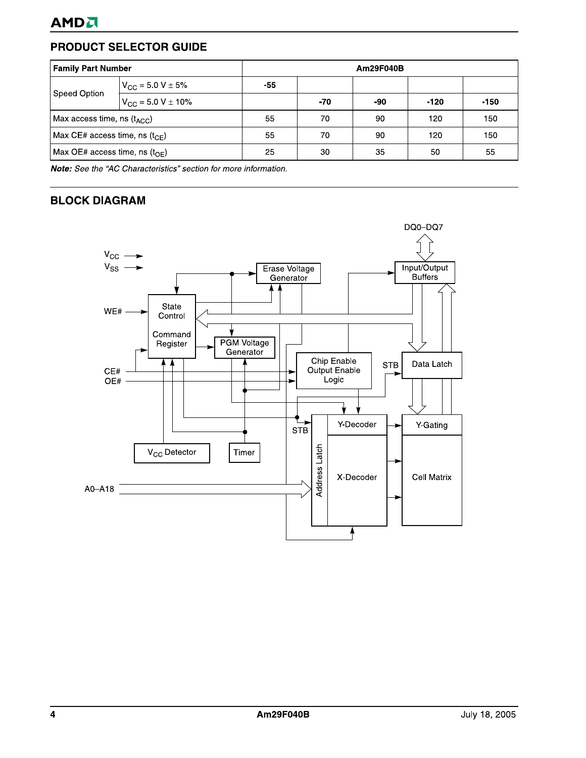## PRODUCT SELECTOR GUIDE

| Family Part Number | | Am29F040B | | | | |
|---|---|---|---|---|---|---|
| Speed Option | $V_{CC}$ = 5.0 V ± 5% | -55 | | | | |
| | $V_{CC}$ = 5.0 V ± 10% | | -70 | -90 | -120 | -150 |
| Max access time, ns ($t_{ACC}$) | | 55 | 70 | 90 | 120 | 150 |
| Max CE# access time, ns ($t_{CE}$) | | 55 | 70 | 90 | 120 | 150 |
| Max OE# access time, ns ($t_{OE}$) | | 25 | 30 | 35 | 50 | 55 |

***Note:*** *See the "AC Characteristics" section for more information.*

## BLOCK DIAGRAM

DQ0–DQ7

$V_{CC}$
$V_{SS}$

WE#

CE#
OE#

A0–A18

State Control

Command Register

Erase Voltage Generator

PGM Voltage Generator

Input/Output Buffers

Chip Enable Output Enable Logic

Data Latch

STB

STB

$V_{CC}$ Detector

Timer

Address Latch

Y-Decoder

X-Decoder

Y-Gating

Cell Matrix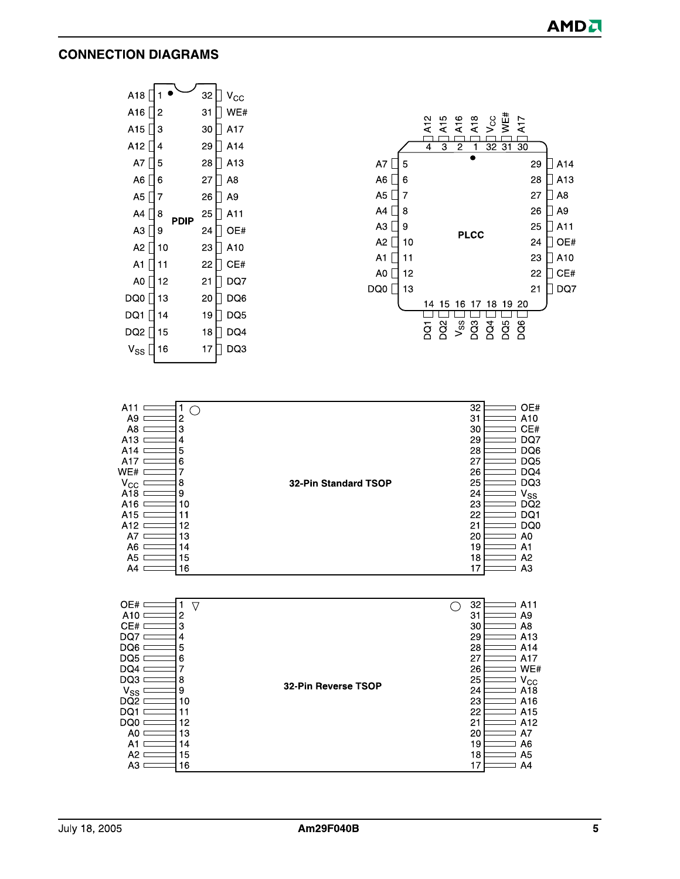## CONNECTION DIAGRAMS

**PDIP**

| Signal | Pin | Pin | Signal |
|---|---|---|---|
| A18 | 1 | 32 | $V_{CC}$ |
| A16 | 2 | 31 | WE# |
| A15 | 3 | 30 | A17 |
| A12 | 4 | 29 | A14 |
| A7 | 5 | 28 | A13 |
| A6 | 6 | 27 | A8 |
| A5 | 7 | 26 | A9 |
| A4 | 8 | 25 | A11 |
| A3 | 9 | 24 | OE# |
| A2 | 10 | 23 | A10 |
| A1 | 11 | 22 | CE# |
| A0 | 12 | 21 | DQ7 |
| DQ0 | 13 | 20 | DQ6 |
| DQ1 | 14 | 19 | DQ5 |
| DQ2 | 15 | 18 | DQ4 |
| $V_{SS}$ | 16 | 17 | DQ3 |

**PLCC**

| Pin | Signal |
|---|---|
| 1 | A18 |
| 2 | A16 |
| 3 | A15 |
| 4 | A12 |
| 5 | A7 |
| 6 | A6 |
| 7 | A5 |
| 8 | A4 |
| 9 | A3 |
| 10 | A2 |
| 11 | A1 |
| 12 | A0 |
| 13 | DQ0 |
| 14 | DQ1 |
| 15 | DQ2 |
| 16 | $V_{SS}$ |
| 17 | DQ3 |
| 18 | DQ4 |
| 19 | DQ5 |
| 20 | DQ6 |
| 21 | DQ7 |
| 22 | CE# |
| 23 | A10 |
| 24 | OE# |
| 25 | A11 |
| 26 | A9 |
| 27 | A8 |
| 28 | A13 |
| 29 | A14 |
| 30 | A17 |
| 31 | WE# |
| 32 | $V_{CC}$ |

**32-Pin Standard TSOP**

| Signal | Pin | Pin | Signal |
|---|---|---|---|
| A11 | 1 | 32 | OE# |
| A9 | 2 | 31 | A10 |
| A8 | 3 | 30 | CE# |
| A13 | 4 | 29 | DQ7 |
| A14 | 5 | 28 | DQ6 |
| A17 | 6 | 27 | DQ5 |
| WE# | 7 | 26 | DQ4 |
| $V_{CC}$ | 8 | 25 | DQ3 |
| A18 | 9 | 24 | $V_{SS}$ |
| A16 | 10 | 23 | DQ2 |
| A15 | 11 | 22 | DQ1 |
| A12 | 12 | 21 | DQ0 |
| A7 | 13 | 20 | A0 |
| A6 | 14 | 19 | A1 |
| A5 | 15 | 18 | A2 |
| A4 | 16 | 17 | A3 |

**32-Pin Reverse TSOP**

| Signal | Pin | Pin | Signal |
|---|---|---|---|
| OE# | 1 | 32 | A11 |
| A10 | 2 | 31 | A9 |
| CE# | 3 | 30 | A8 |
| DQ7 | 4 | 29 | A13 |
| DQ6 | 5 | 28 | A14 |
| DQ5 | 6 | 27 | A17 |
| DQ4 | 7 | 26 | WE# |
| DQ3 | 8 | 25 | $V_{CC}$ |
| $V_{SS}$ | 9 | 24 | A18 |
| DQ2 | 10 | 23 | A16 |
| DQ1 | 11 | 22 | A15 |
| DQ0 | 12 | 21 | A12 |
| A0 | 13 | 20 | A7 |
| A1 | 14 | 19 | A6 |
| A2 | 15 | 18 | A5 |
| A3 | 16 | 17 | A4 |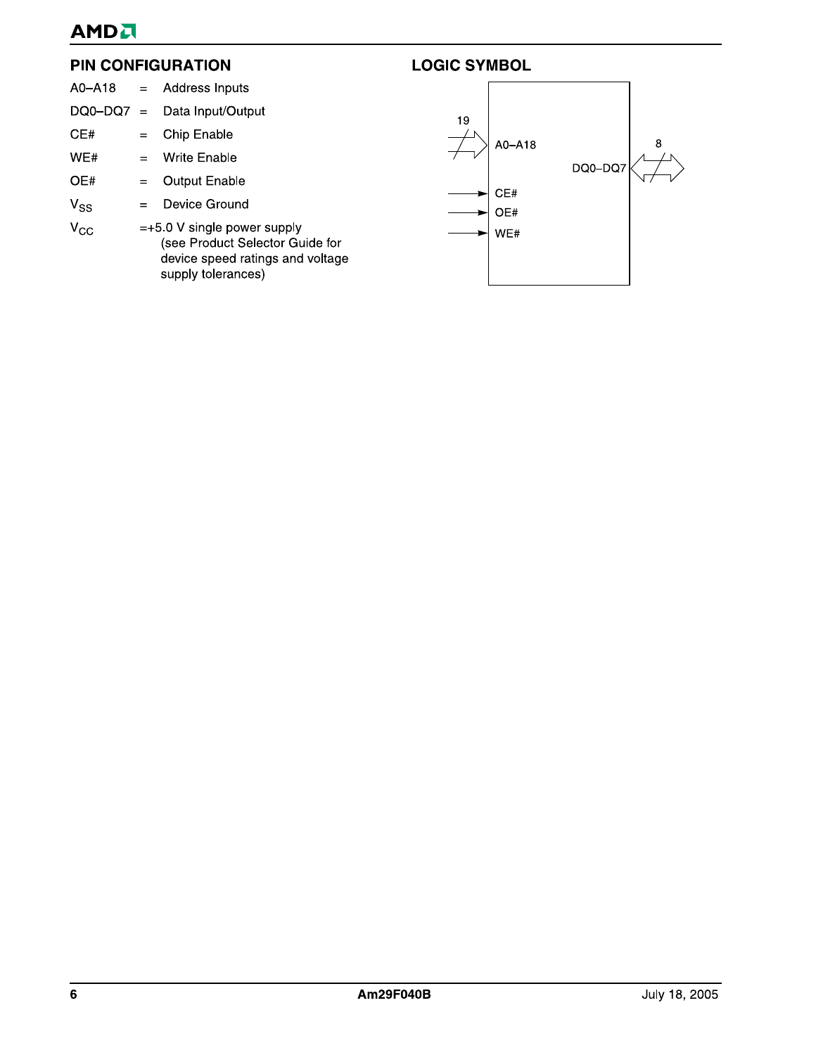## PIN CONFIGURATION

| | | |
|---|---|---|
| A0–A18 | = | Address Inputs |
| DQ0–DQ7 | = | Data Input/Output |
| CE# | = | Chip Enable |
| WE# | = | Write Enable |
| OE# | = | Output Enable |
| $V_{SS}$ | = | Device Ground |
| $V_{CC}$ | = | +5.0 V single power supply (see Product Selector Guide for device speed ratings and voltage supply tolerances) |

## LOGIC SYMBOL

19

A0–A18

CE#

OE#

WE#

DQ0–DQ7

8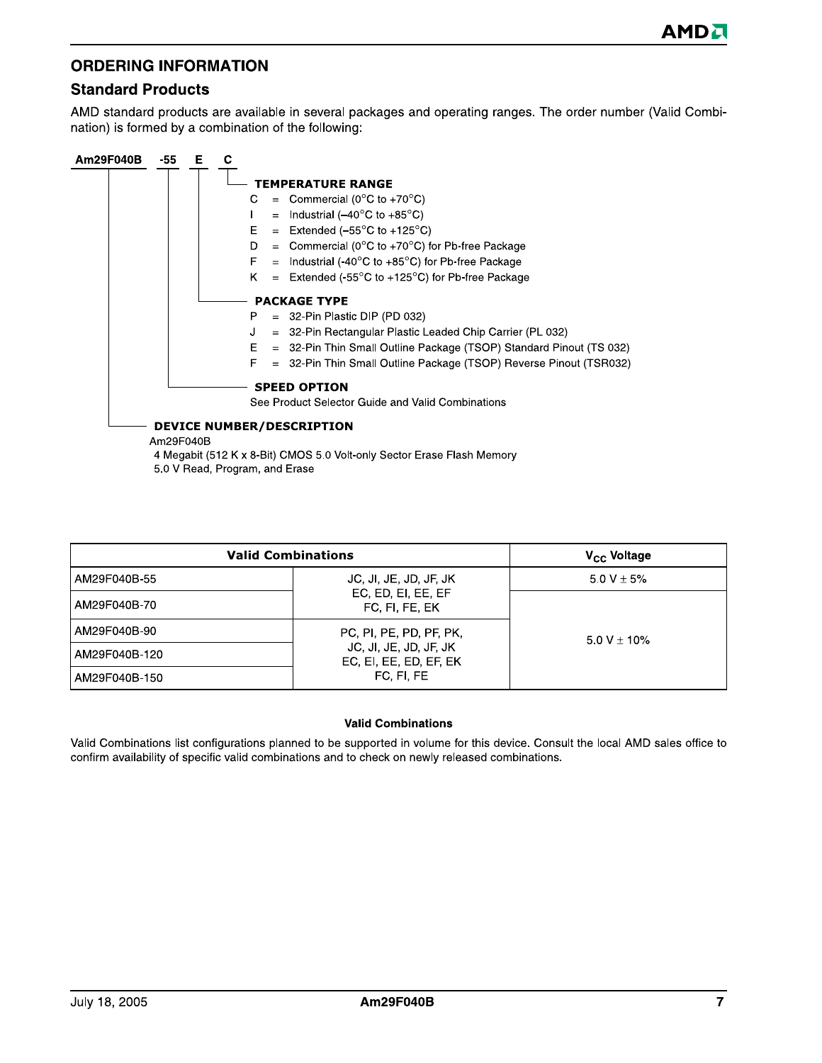## ORDERING INFORMATION

### Standard Products

AMD standard products are available in several packages and operating ranges. The order number (Valid Combination) is formed by a combination of the following:

**Am29F040B -55 E C**

**TEMPERATURE RANGE**

- C = Commercial (0°C to +70°C)
- I = Industrial (–40°C to +85°C)
- E = Extended (–55°C to +125°C)
- D = Commercial (0°C to +70°C) for Pb-free Package
- F = Industrial (-40°C to +85°C) for Pb-free Package
- K = Extended (-55°C to +125°C) for Pb-free Package

**PACKAGE TYPE**

- P = 32-Pin Plastic DIP (PD 032)
- J = 32-Pin Rectangular Plastic Leaded Chip Carrier (PL 032)
- E = 32-Pin Thin Small Outline Package (TSOP) Standard Pinout (TS 032)
- F = 32-Pin Thin Small Outline Package (TSOP) Reverse Pinout (TSR032)

**SPEED OPTION**

See Product Selector Guide and Valid Combinations

**DEVICE NUMBER/DESCRIPTION**

Am29F040B
4 Megabit (512 K x 8-Bit) CMOS 5.0 Volt-only Sector Erase Flash Memory
5.0 V Read, Program, and Erase

| Valid Combinations | | $V_{CC}$ Voltage |
|---|---|---|
| AM29F040B-55 | JC, JI, JE, JD, JF, JK<br>EC, ED, EI, EE, EF<br>FC, FI, FE, EK | 5.0 V ± 5% |
| AM29F040B-70 | | 5.0 V ± 10% |
| AM29F040B-90 | PC, PI, PE, PD, PF, PK,<br>JC, JI, JE, JD, JF, JK<br>EC, EI, EE, ED, EF, EK<br>FC, FI, FE | |
| AM29F040B-120 | | |
| AM29F040B-150 | | |

**Valid Combinations**

Valid Combinations list configurations planned to be supported in volume for this device. Consult the local AMD sales office to confirm availability of specific valid combinations and to check on newly released combinations.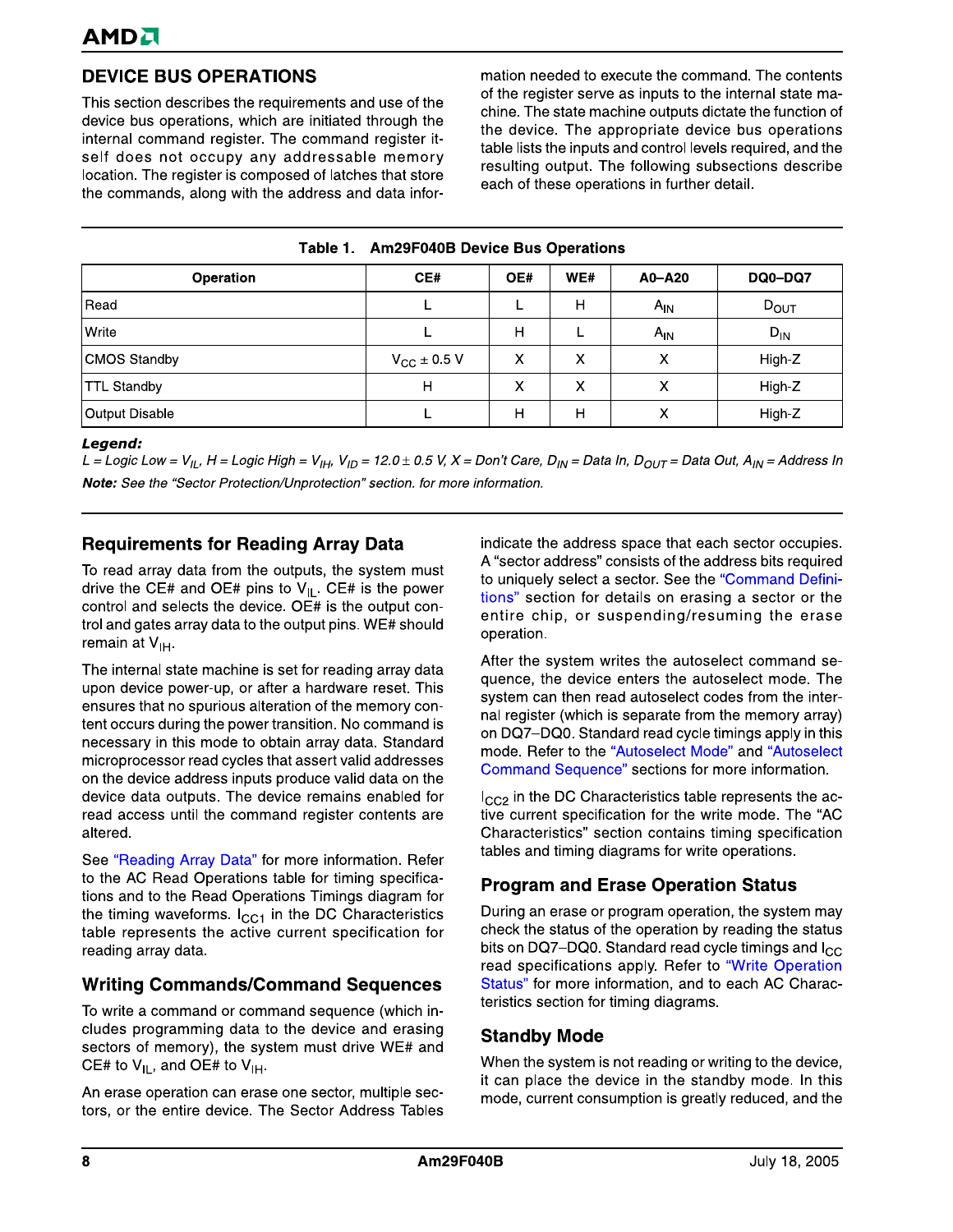## DEVICE BUS OPERATIONS

This section describes the requirements and use of the device bus operations, which are initiated through the internal command register. The command register itself does not occupy any addressable memory location. The register is composed of latches that store the commands, along with the address and data information needed to execute the command. The contents of the register serve as inputs to the internal state machine. The state machine outputs dictate the function of the device. The appropriate device bus operations table lists the inputs and control levels required, and the resulting output. The following subsections describe each of these operations in further detail.

**Table 1. Am29F040B Device Bus Operations**

| Operation | CE# | OE# | WE# | A0–A20 | DQ0–DQ7 |
|---|---|---|---|---|---|
| Read | L | L | H | $A_{IN}$ | $D_{OUT}$ |
| Write | L | H | L | $A_{IN}$ | $D_{IN}$ |
| CMOS Standby | $V_{CC}$ ± 0.5 V | X | X | X | High-Z |
| TTL Standby | H | X | X | X | High-Z |
| Output Disable | L | H | H | X | High-Z |

***Legend:***
*L = Logic Low = $V_{IL}$, H = Logic High = $V_{IH}$, $V_{ID}$ = 12.0 ± 0.5 V, X = Don't Care, $D_{IN}$ = Data In, $D_{OUT}$ = Data Out, $A_{IN}$ = Address In*

***Note:*** *See the "Sector Protection/Unprotection" section. for more information.*

### Requirements for Reading Array Data

To read array data from the outputs, the system must drive the CE# and OE# pins to $V_{IL}$. CE# is the power control and selects the device. OE# is the output control and gates array data to the output pins. WE# should remain at $V_{IH}$.

The internal state machine is set for reading array data upon device power-up, or after a hardware reset. This ensures that no spurious alteration of the memory content occurs during the power transition. No command is necessary in this mode to obtain array data. Standard microprocessor read cycles that assert valid addresses on the device address inputs produce valid data on the device data outputs. The device remains enabled for read access until the command register contents are altered.

See "Reading Array Data" for more information. Refer to the AC Read Operations table for timing specifications and to the Read Operations Timings diagram for the timing waveforms. $I_{CC1}$ in the DC Characteristics table represents the active current specification for reading array data.

### Writing Commands/Command Sequences

To write a command or command sequence (which includes programming data to the device and erasing sectors of memory), the system must drive WE# and CE# to $V_{IL}$, and OE# to $V_{IH}$.

An erase operation can erase one sector, multiple sectors, or the entire device. The Sector Address Tables indicate the address space that each sector occupies. A "sector address" consists of the address bits required to uniquely select a sector. See the "Command Definitions" section for details on erasing a sector or the entire chip, or suspending/resuming the erase operation.

After the system writes the autoselect command sequence, the device enters the autoselect mode. The system can then read autoselect codes from the internal register (which is separate from the memory array) on DQ7–DQ0. Standard read cycle timings apply in this mode. Refer to the "Autoselect Mode" and "Autoselect Command Sequence" sections for more information.

$I_{CC2}$ in the DC Characteristics table represents the active current specification for the write mode. The "AC Characteristics" section contains timing specification tables and timing diagrams for write operations.

### Program and Erase Operation Status

During an erase or program operation, the system may check the status of the operation by reading the status bits on DQ7–DQ0. Standard read cycle timings and $I_{CC}$ read specifications apply. Refer to "Write Operation Status" for more information, and to each AC Characteristics section for timing diagrams.

### Standby Mode

When the system is not reading or writing to the device, it can place the device in the standby mode. In this mode, current consumption is greatly reduced, and the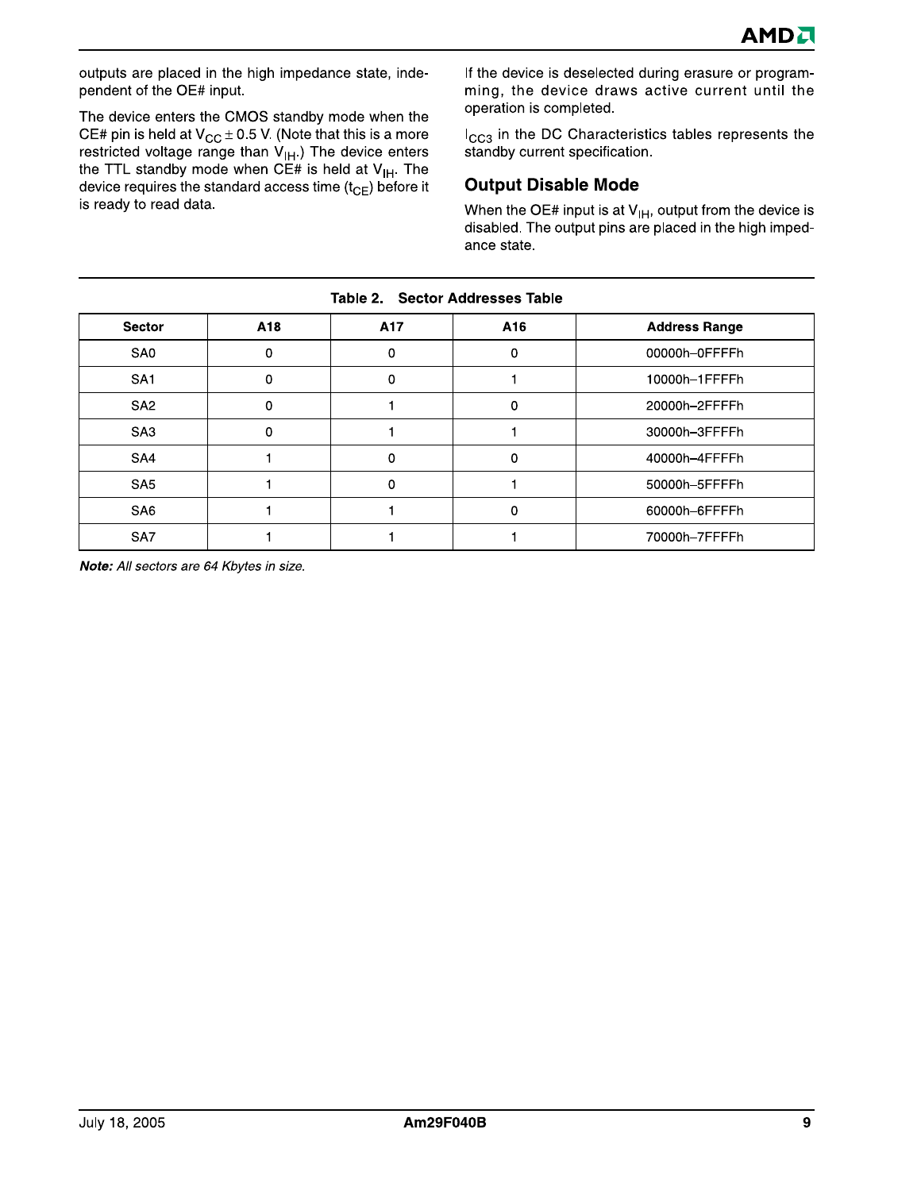outputs are placed in the high impedance state, independent of the OE# input.

The device enters the CMOS standby mode when the CE# pin is held at $V_{CC} \pm 0.5$ V. (Note that this is a more restricted voltage range than $V_{IH}$.) The device enters the TTL standby mode when CE# is held at $V_{IH}$. The device requires the standard access time ($t_{CE}$) before it is ready to read data.

If the device is deselected during erasure or programming, the device draws active current until the operation is completed.

$I_{CC3}$ in the DC Characteristics tables represents the standby current specification.

## Output Disable Mode

When the OE# input is at $V_{IH}$, output from the device is disabled. The output pins are placed in the high impedance state.

**Table 2. Sector Addresses Table**

| Sector | A18 | A17 | A16 | Address Range |
|---|---|---|---|---|
| SA0 | 0 | 0 | 0 | 00000h–0FFFFh |
| SA1 | 0 | 0 | 1 | 10000h–1FFFFh |
| SA2 | 0 | 1 | 0 | 20000h–2FFFFh |
| SA3 | 0 | 1 | 1 | 30000h–3FFFFh |
| SA4 | 1 | 0 | 0 | 40000h–4FFFFh |
| SA5 | 1 | 0 | 1 | 50000h–5FFFFh |
| SA6 | 1 | 1 | 0 | 60000h–6FFFFh |
| SA7 | 1 | 1 | 1 | 70000h–7FFFFh |

***Note:*** *All sectors are 64 Kbytes in size.*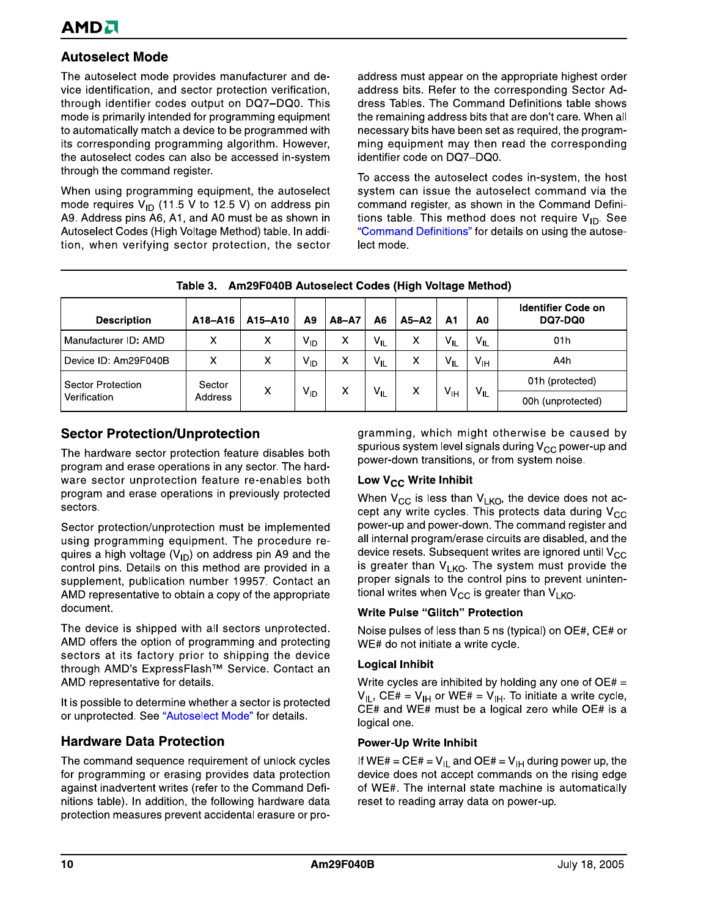## Autoselect Mode

The autoselect mode provides manufacturer and device identification, and sector protection verification, through identifier codes output on DQ7–DQ0. This mode is primarily intended for programming equipment to automatically match a device to be programmed with its corresponding programming algorithm. However, the autoselect codes can also be accessed in-system through the command register.

When using programming equipment, the autoselect mode requires $V_{ID}$ (11.5 V to 12.5 V) on address pin A9. Address pins A6, A1, and A0 must be as shown in Autoselect Codes (High Voltage Method) table. In addition, when verifying sector protection, the sector address must appear on the appropriate highest order address bits. Refer to the corresponding Sector Address Tables. The Command Definitions table shows the remaining address bits that are don't care. When all necessary bits have been set as required, the programming equipment may then read the corresponding identifier code on DQ7–DQ0.

To access the autoselect codes in-system, the host system can issue the autoselect command via the command register, as shown in the Command Definitions table. This method does not require $V_{ID}$. See "Command Definitions" for details on using the autoselect mode.

**Table 3. Am29F040B Autoselect Codes (High Voltage Method)**

| Description | A18–A16 | A15–A10 | A9 | A8–A7 | A6 | A5–A2 | A1 | A0 | Identifier Code on DQ7-DQ0 |
|---|---|---|---|---|---|---|---|---|---|
| Manufacturer ID: AMD | X | X | $V_{ID}$ | X | $V_{IL}$ | X | $V_{IL}$ | $V_{IL}$ | 01h |
| Device ID: Am29F040B | X | X | $V_{ID}$ | X | $V_{IL}$ | X | $V_{IL}$ | $V_{IH}$ | A4h |
| Sector Protection Verification | Sector Address | X | $V_{ID}$ | X | $V_{IL}$ | X | $V_{IH}$ | $V_{IL}$ | 01h (protected) |
| | | | | | | | | | 00h (unprotected) |

## Sector Protection/Unprotection

The hardware sector protection feature disables both program and erase operations in any sector. The hardware sector unprotection feature re-enables both program and erase operations in previously protected sectors.

Sector protection/unprotection must be implemented using programming equipment. The procedure requires a high voltage ($V_{ID}$) on address pin A9 and the control pins. Details on this method are provided in a supplement, publication number 19957. Contact an AMD representative to obtain a copy of the appropriate document.

The device is shipped with all sectors unprotected. AMD offers the option of programming and protecting sectors at its factory prior to shipping the device through AMD's ExpressFlash™ Service. Contact an AMD representative for details.

It is possible to determine whether a sector is protected or unprotected. See "Autoselect Mode" for details.

## Hardware Data Protection

The command sequence requirement of unlock cycles for programming or erasing provides data protection against inadvertent writes (refer to the Command Definitions table). In addition, the following hardware data protection measures prevent accidental erasure or programming, which might otherwise be caused by spurious system level signals during $V_{CC}$ power-up and power-down transitions, or from system noise.

### Low $V_{CC}$ Write Inhibit

When $V_{CC}$ is less than $V_{LKO}$, the device does not accept any write cycles. This protects data during $V_{CC}$ power-up and power-down. The command register and all internal program/erase circuits are disabled, and the device resets. Subsequent writes are ignored until $V_{CC}$ is greater than $V_{LKO}$. The system must provide the proper signals to the control pins to prevent unintentional writes when $V_{CC}$ is greater than $V_{LKO}$.

### Write Pulse "Glitch" Protection

Noise pulses of less than 5 ns (typical) on OE#, CE# or WE# do not initiate a write cycle.

### Logical Inhibit

Write cycles are inhibited by holding any one of OE# = $V_{IL}$, CE# = $V_{IH}$ or WE# = $V_{IH}$. To initiate a write cycle, CE# and WE# must be a logical zero while OE# is a logical one.

### Power-Up Write Inhibit

If WE# = CE# = $V_{IL}$ and OE# = $V_{IH}$ during power up, the device does not accept commands on the rising edge of WE#. The internal state machine is automatically reset to reading array data on power-up.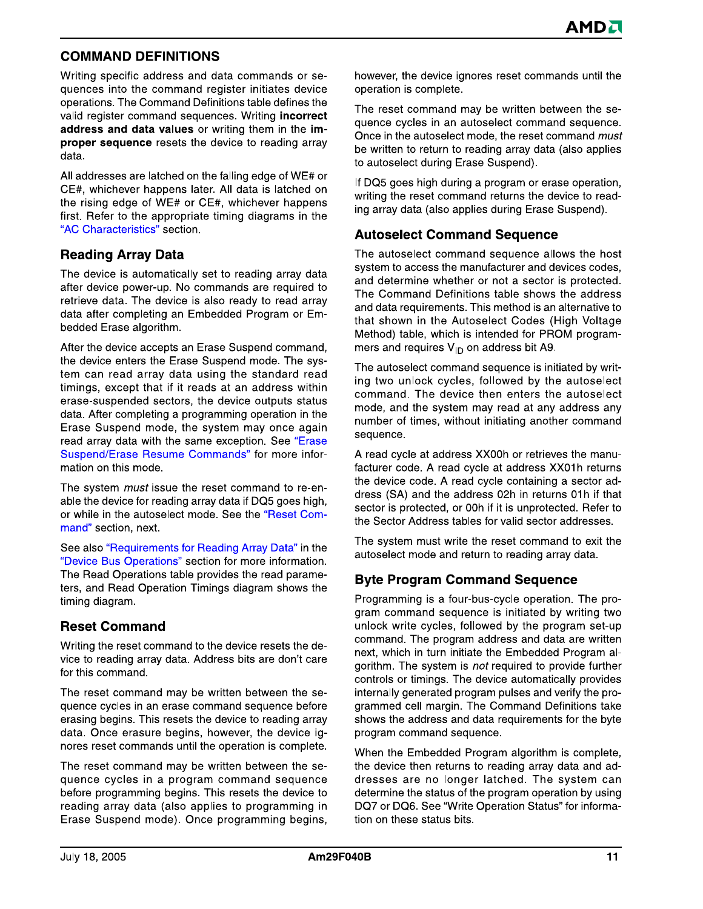## COMMAND DEFINITIONS

Writing specific address and data commands or sequences into the command register initiates device operations. The Command Definitions table defines the valid register command sequences. Writing **incorrect address and data values** or writing them in the **improper sequence** resets the device to reading array data.

All addresses are latched on the falling edge of WE# or CE#, whichever happens later. All data is latched on the rising edge of WE# or CE#, whichever happens first. Refer to the appropriate timing diagrams in the "AC Characteristics" section.

### Reading Array Data

The device is automatically set to reading array data after device power-up. No commands are required to retrieve data. The device is also ready to read array data after completing an Embedded Program or Embedded Erase algorithm.

After the device accepts an Erase Suspend command, the device enters the Erase Suspend mode. The system can read array data using the standard read timings, except that if it reads at an address within erase-suspended sectors, the device outputs status data. After completing a programming operation in the Erase Suspend mode, the system may once again read array data with the same exception. See "Erase Suspend/Erase Resume Commands" for more information on this mode.

The system *must* issue the reset command to re-enable the device for reading array data if DQ5 goes high, or while in the autoselect mode. See the "Reset Command" section, next.

See also "Requirements for Reading Array Data" in the "Device Bus Operations" section for more information. The Read Operations table provides the read parameters, and Read Operation Timings diagram shows the timing diagram.

### Reset Command

Writing the reset command to the device resets the device to reading array data. Address bits are don't care for this command.

The reset command may be written between the sequence cycles in an erase command sequence before erasing begins. This resets the device to reading array data. Once erasure begins, however, the device ignores reset commands until the operation is complete.

The reset command may be written between the sequence cycles in a program command sequence before programming begins. This resets the device to reading array data (also applies to programming in Erase Suspend mode). Once programming begins, however, the device ignores reset commands until the operation is complete.

The reset command may be written between the sequence cycles in an autoselect command sequence. Once in the autoselect mode, the reset command *must* be written to return to reading array data (also applies to autoselect during Erase Suspend).

If DQ5 goes high during a program or erase operation, writing the reset command returns the device to reading array data (also applies during Erase Suspend).

### Autoselect Command Sequence

The autoselect command sequence allows the host system to access the manufacturer and devices codes, and determine whether or not a sector is protected. The Command Definitions table shows the address and data requirements. This method is an alternative to that shown in the Autoselect Codes (High Voltage Method) table, which is intended for PROM programmers and requires $V_{ID}$ on address bit A9.

The autoselect command sequence is initiated by writing two unlock cycles, followed by the autoselect command. The device then enters the autoselect mode, and the system may read at any address any number of times, without initiating another command sequence.

A read cycle at address XX00h or retrieves the manufacturer code. A read cycle at address XX01h returns the device code. A read cycle containing a sector address (SA) and the address 02h in returns 01h if that sector is protected, or 00h if it is unprotected. Refer to the Sector Address tables for valid sector addresses.

The system must write the reset command to exit the autoselect mode and return to reading array data.

### Byte Program Command Sequence

Programming is a four-bus-cycle operation. The program command sequence is initiated by writing two unlock write cycles, followed by the program set-up command. The program address and data are written next, which in turn initiate the Embedded Program algorithm. The system is *not* required to provide further controls or timings. The device automatically provides internally generated program pulses and verify the programmed cell margin. The Command Definitions take shows the address and data requirements for the byte program command sequence.

When the Embedded Program algorithm is complete, the device then returns to reading array data and addresses are no longer latched. The system can determine the status of the program operation by using DQ7 or DQ6. See "Write Operation Status" for information on these status bits.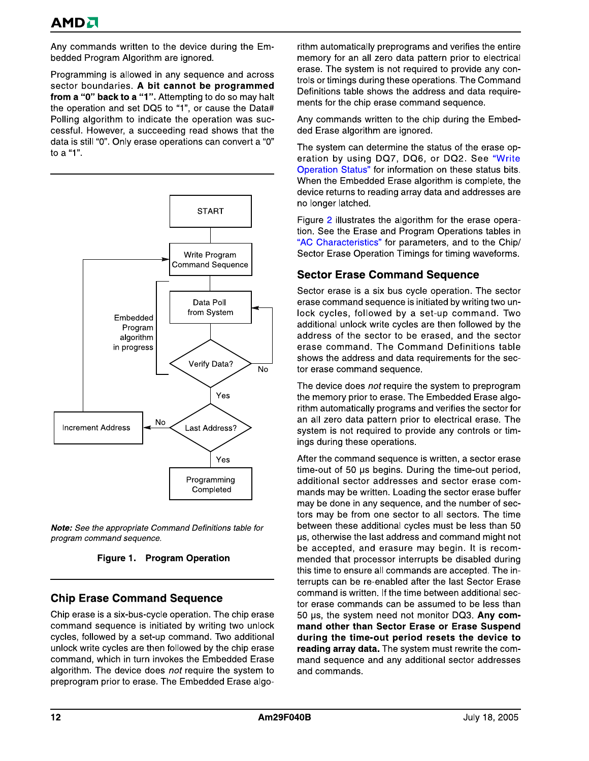Any commands written to the device during the Embedded Program Algorithm are ignored.

Programming is allowed in any sequence and across sector boundaries. **A bit cannot be programmed from a "0" back to a "1".** Attempting to do so may halt the operation and set DQ5 to "1", or cause the Data# Polling algorithm to indicate the operation was successful. However, a succeeding read shows that the data is still "0". Only erase operations can convert a "0" to a "1".

START

Write Program Command Sequence

Embedded Program algorithm in progress

Data Poll from System

Verify Data?

No

Yes

Increment Address

No

Last Address?

Yes

Programming Completed

***Note:*** *See the appropriate Command Definitions table for program command sequence.*

**Figure 1. Program Operation**

## Chip Erase Command Sequence

Chip erase is a six-bus-cycle operation. The chip erase command sequence is initiated by writing two unlock cycles, followed by a set-up command. Two additional unlock write cycles are then followed by the chip erase command, which in turn invokes the Embedded Erase algorithm. The device does *not* require the system to preprogram prior to erase. The Embedded Erase algorithm automatically preprograms and verifies the entire memory for an all zero data pattern prior to electrical erase. The system is not required to provide any controls or timings during these operations. The Command Definitions table shows the address and data requirements for the chip erase command sequence.

Any commands written to the chip during the Embedded Erase algorithm are ignored.

The system can determine the status of the erase operation by using DQ7, DQ6, or DQ2. See "Write Operation Status" for information on these status bits. When the Embedded Erase algorithm is complete, the device returns to reading array data and addresses are no longer latched.

Figure 2 illustrates the algorithm for the erase operation. See the Erase and Program Operations tables in "AC Characteristics" for parameters, and to the Chip/Sector Erase Operation Timings for timing waveforms.

## Sector Erase Command Sequence

Sector erase is a six bus cycle operation. The sector erase command sequence is initiated by writing two unlock cycles, followed by a set-up command. Two additional unlock write cycles are then followed by the address of the sector to be erased, and the sector erase command. The Command Definitions table shows the address and data requirements for the sector erase command sequence.

The device does *not* require the system to preprogram the memory prior to erase. The Embedded Erase algorithm automatically programs and verifies the sector for an all zero data pattern prior to electrical erase. The system is not required to provide any controls or timings during these operations.

After the command sequence is written, a sector erase time-out of 50 µs begins. During the time-out period, additional sector addresses and sector erase commands may be written. Loading the sector erase buffer may be done in any sequence, and the number of sectors may be from one sector to all sectors. The time between these additional cycles must be less than 50 µs, otherwise the last address and command might not be accepted, and erasure may begin. It is recommended that processor interrupts be disabled during this time to ensure all commands are accepted. The interrupts can be re-enabled after the last Sector Erase command is written. If the time between additional sector erase commands can be assumed to be less than 50 µs, the system need not monitor DQ3. **Any command other than Sector Erase or Erase Suspend during the time-out period resets the device to reading array data.** The system must rewrite the command sequence and any additional sector addresses and commands.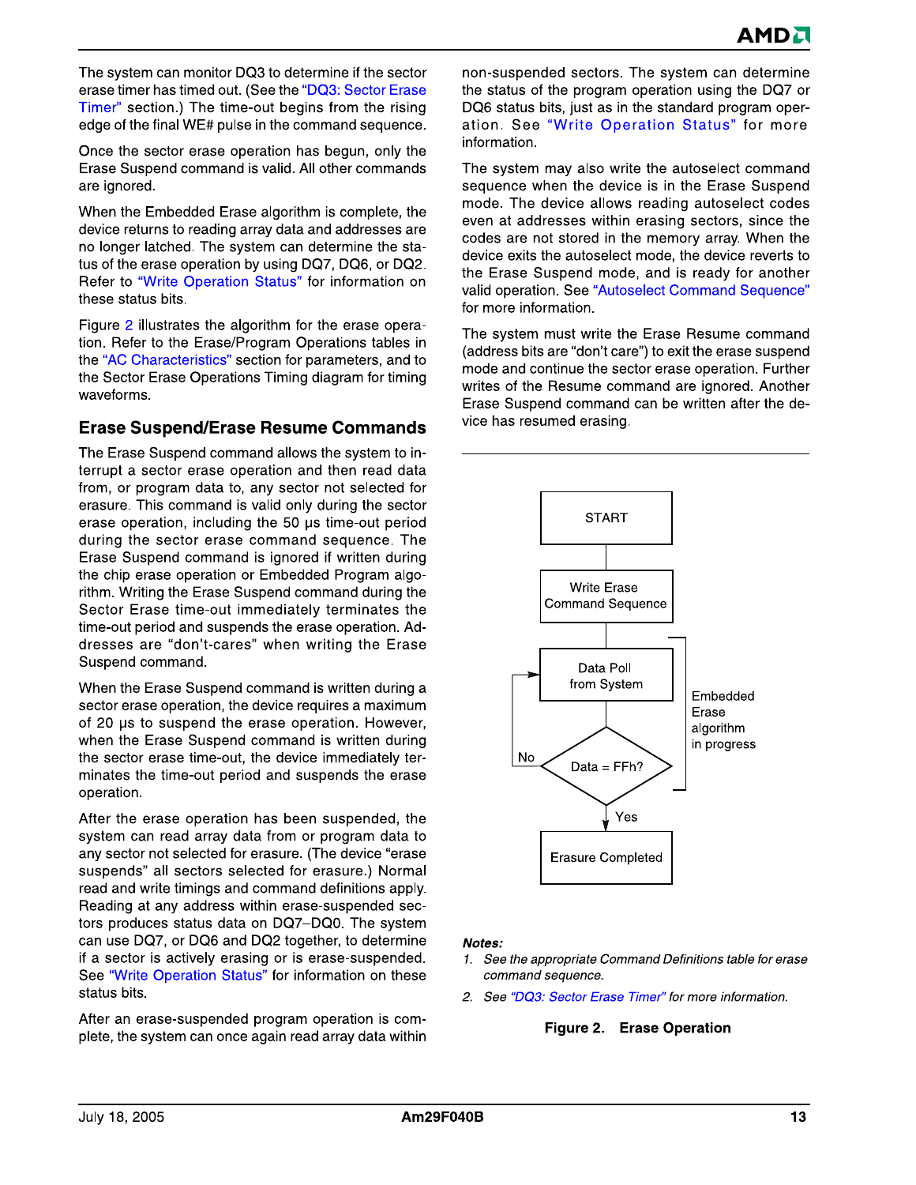The system can monitor DQ3 to determine if the sector erase timer has timed out. (See the "DQ3: Sector Erase Timer" section.) The time-out begins from the rising edge of the final WE# pulse in the command sequence.

Once the sector erase operation has begun, only the Erase Suspend command is valid. All other commands are ignored.

When the Embedded Erase algorithm is complete, the device returns to reading array data and addresses are no longer latched. The system can determine the status of the erase operation by using DQ7, DQ6, or DQ2. Refer to "Write Operation Status" for information on these status bits.

Figure 2 illustrates the algorithm for the erase operation. Refer to the Erase/Program Operations tables in the "AC Characteristics" section for parameters, and to the Sector Erase Operations Timing diagram for timing waveforms.

## Erase Suspend/Erase Resume Commands

The Erase Suspend command allows the system to interrupt a sector erase operation and then read data from, or program data to, any sector not selected for erasure. This command is valid only during the sector erase operation, including the 50 µs time-out period during the sector erase command sequence. The Erase Suspend command is ignored if written during the chip erase operation or Embedded Program algorithm. Writing the Erase Suspend command during the Sector Erase time-out immediately terminates the time-out period and suspends the erase operation. Addresses are "don't-cares" when writing the Erase Suspend command.

When the Erase Suspend command is written during a sector erase operation, the device requires a maximum of 20 µs to suspend the erase operation. However, when the Erase Suspend command is written during the sector erase time-out, the device immediately terminates the time-out period and suspends the erase operation.

After the erase operation has been suspended, the system can read array data from or program data to any sector not selected for erasure. (The device "erase suspends" all sectors selected for erasure.) Normal read and write timings and command definitions apply. Reading at any address within erase-suspended sectors produces status data on DQ7–DQ0. The system can use DQ7, or DQ6 and DQ2 together, to determine if a sector is actively erasing or is erase-suspended. See "Write Operation Status" for information on these status bits.

After an erase-suspended program operation is complete, the system can once again read array data within non-suspended sectors. The system can determine the status of the program operation using the DQ7 or DQ6 status bits, just as in the standard program operation. See "Write Operation Status" for more information.

The system may also write the autoselect command sequence when the device is in the Erase Suspend mode. The device allows reading autoselect codes even at addresses within erasing sectors, since the codes are not stored in the memory array. When the device exits the autoselect mode, the device reverts to the Erase Suspend mode, and is ready for another valid operation. See "Autoselect Command Sequence" for more information.

The system must write the Erase Resume command (address bits are "don't care") to exit the erase suspend mode and continue the sector erase operation. Further writes of the Resume command are ignored. Another Erase Suspend command can be written after the device has resumed erasing.

START → Write Erase Command Sequence → Data Poll from System → Data = FFh? (No: back to Data Poll from System; Yes: Erasure Completed)

Embedded Erase algorithm in progress

***Notes:***

1. *See the appropriate Command Definitions table for erase command sequence.*
2. *See "DQ3: Sector Erase Timer" for more information.*

**Figure 2. Erase Operation**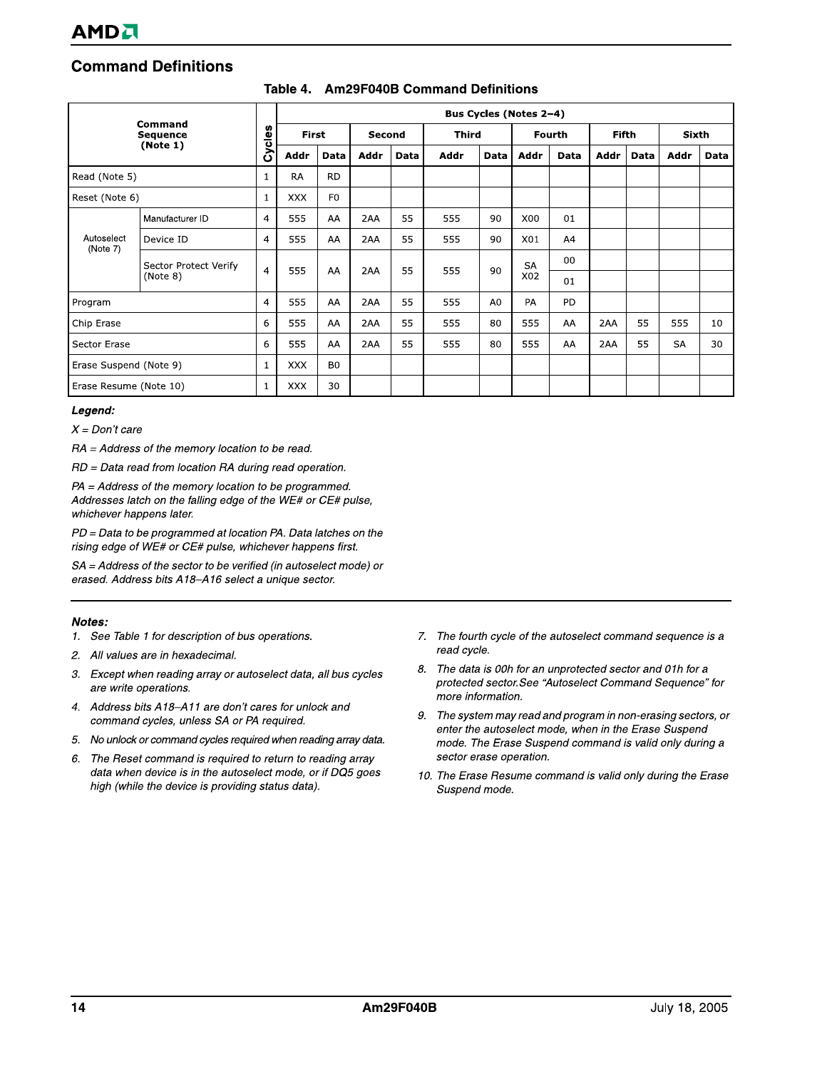## Command Definitions

**Table 4. Am29F040B Command Definitions**

| Command Sequence (Note 1) | | Cycles | Bus Cycles (Notes 2–4) | | | | | | | | | | | |
|---|---|---|---|---|---|---|---|---|---|---|---|---|---|---|
| | | | First | | Second | | Third | | Fourth | | Fifth | | Sixth | |
| | | | Addr | Data | Addr | Data | Addr | Data | Addr | Data | Addr | Data | Addr | Data |
| Read (Note 5) | | 1 | RA | RD | | | | | | | | | | |
| Reset (Note 6) | | 1 | XXX | F0 | | | | | | | | | | |
| Autoselect (Note 7) | Manufacturer ID | 4 | 555 | AA | 2AA | 55 | 555 | 90 | X00 | 01 | | | | |
| | Device ID | 4 | 555 | AA | 2AA | 55 | 555 | 90 | X01 | A4 | | | | |
| | Sector Protect Verify (Note 8) | 4 | 555 | AA | 2AA | 55 | 555 | 90 | SA X02 | 00 / 01 | | | | |
| Program | | 4 | 555 | AA | 2AA | 55 | 555 | A0 | PA | PD | | | | |
| Chip Erase | | 6 | 555 | AA | 2AA | 55 | 555 | 80 | 555 | AA | 2AA | 55 | 555 | 10 |
| Sector Erase | | 6 | 555 | AA | 2AA | 55 | 555 | 80 | 555 | AA | 2AA | 55 | SA | 30 |
| Erase Suspend (Note 9) | | 1 | XXX | B0 | | | | | | | | | | |
| Erase Resume (Note 10) | | 1 | XXX | 30 | | | | | | | | | | |

***Legend:***

*X = Don't care*

*RA = Address of the memory location to be read.*

*RD = Data read from location RA during read operation.*

*PA = Address of the memory location to be programmed. Addresses latch on the falling edge of the WE# or CE# pulse, whichever happens later.*

*PD = Data to be programmed at location PA. Data latches on the rising edge of WE# or CE# pulse, whichever happens first.*

*SA = Address of the sector to be verified (in autoselect mode) or erased. Address bits A18–A16 select a unique sector.*

***Notes:***

1. *See Table 1 for description of bus operations.*
2. *All values are in hexadecimal.*
3. *Except when reading array or autoselect data, all bus cycles are write operations.*
4. *Address bits A18–A11 are don't cares for unlock and command cycles, unless SA or PA required.*
5. *No unlock or command cycles required when reading array data.*
6. *The Reset command is required to return to reading array data when device is in the autoselect mode, or if DQ5 goes high (while the device is providing status data).*
7. *The fourth cycle of the autoselect command sequence is a read cycle.*
8. *The data is 00h for an unprotected sector and 01h for a protected sector.See "Autoselect Command Sequence" for more information.*
9. *The system may read and program in non-erasing sectors, or enter the autoselect mode, when in the Erase Suspend mode. The Erase Suspend command is valid only during a sector erase operation.*
10. *The Erase Resume command is valid only during the Erase Suspend mode.*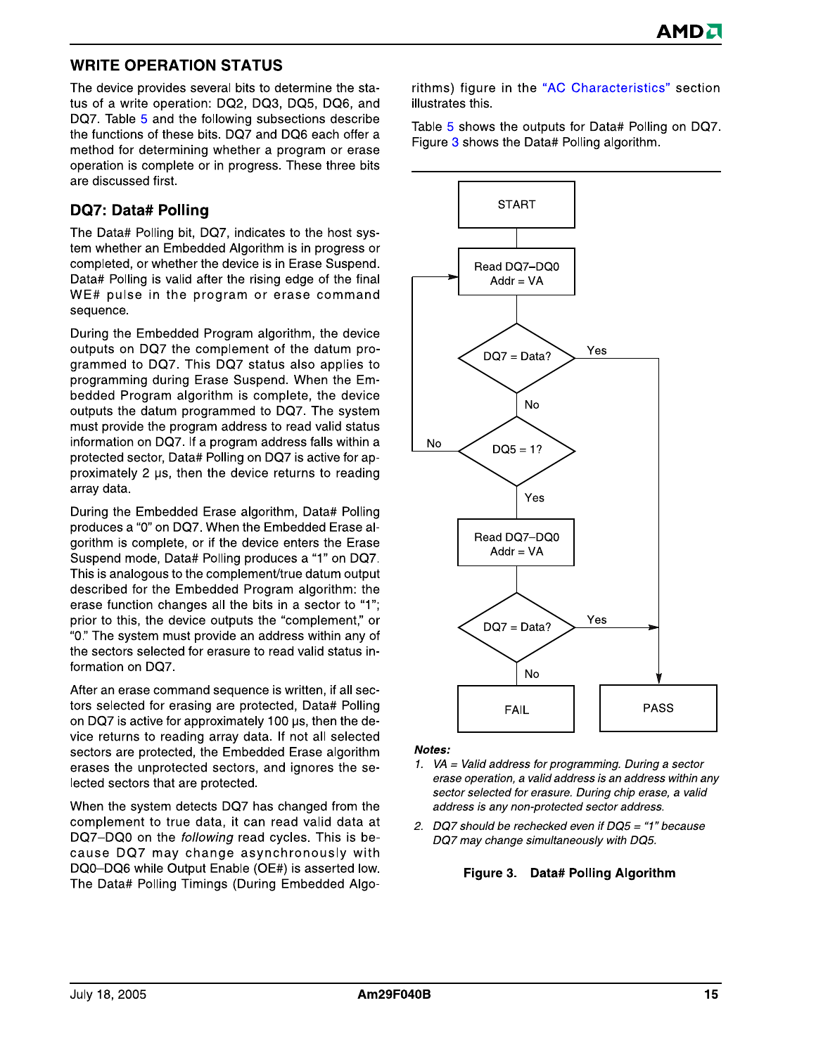## WRITE OPERATION STATUS

The device provides several bits to determine the status of a write operation: DQ2, DQ3, DQ5, DQ6, and DQ7. Table 5 and the following subsections describe the functions of these bits. DQ7 and DQ6 each offer a method for determining whether a program or erase operation is complete or in progress. These three bits are discussed first.

### DQ7: Data# Polling

The Data# Polling bit, DQ7, indicates to the host system whether an Embedded Algorithm is in progress or completed, or whether the device is in Erase Suspend. Data# Polling is valid after the rising edge of the final WE# pulse in the program or erase command sequence.

During the Embedded Program algorithm, the device outputs on DQ7 the complement of the datum programmed to DQ7. This DQ7 status also applies to programming during Erase Suspend. When the Embedded Program algorithm is complete, the device outputs the datum programmed to DQ7. The system must provide the program address to read valid status information on DQ7. If a program address falls within a protected sector, Data# Polling on DQ7 is active for approximately 2 µs, then the device returns to reading array data.

During the Embedded Erase algorithm, Data# Polling produces a "0" on DQ7. When the Embedded Erase algorithm is complete, or if the device enters the Erase Suspend mode, Data# Polling produces a "1" on DQ7. This is analogous to the complement/true datum output described for the Embedded Program algorithm: the erase function changes all the bits in a sector to "1"; prior to this, the device outputs the "complement," or "0." The system must provide an address within any of the sectors selected for erasure to read valid status information on DQ7.

After an erase command sequence is written, if all sectors selected for erasing are protected, Data# Polling on DQ7 is active for approximately 100 µs, then the device returns to reading array data. If not all selected sectors are protected, the Embedded Erase algorithm erases the unprotected sectors, and ignores the selected sectors that are protected.

When the system detects DQ7 has changed from the complement to true data, it can read valid data at DQ7–DQ0 on the *following* read cycles. This is because DQ7 may change asynchronously with DQ0–DQ6 while Output Enable (OE#) is asserted low. The Data# Polling Timings (During Embedded Algorithms) figure in the "AC Characteristics" section illustrates this.

Table 5 shows the outputs for Data# Polling on DQ7. Figure 3 shows the Data# Polling algorithm.

```
START
  |
Read DQ7–DQ0, Addr = VA   <-----------+
  |                                   |
DQ7 = Data? --Yes--> PASS             |
  | No                                |
DQ5 = 1? --No-------------------------+
  | Yes
Read DQ7–DQ0, Addr = VA
  |
DQ7 = Data? --Yes--> PASS
  | No
FAIL
```

***Notes:***

1. *VA = Valid address for programming. During a sector erase operation, a valid address is an address within any sector selected for erasure. During chip erase, a valid address is any non-protected sector address.*
2. *DQ7 should be rechecked even if DQ5 = "1" because DQ7 may change simultaneously with DQ5.*

**Figure 3. Data# Polling Algorithm**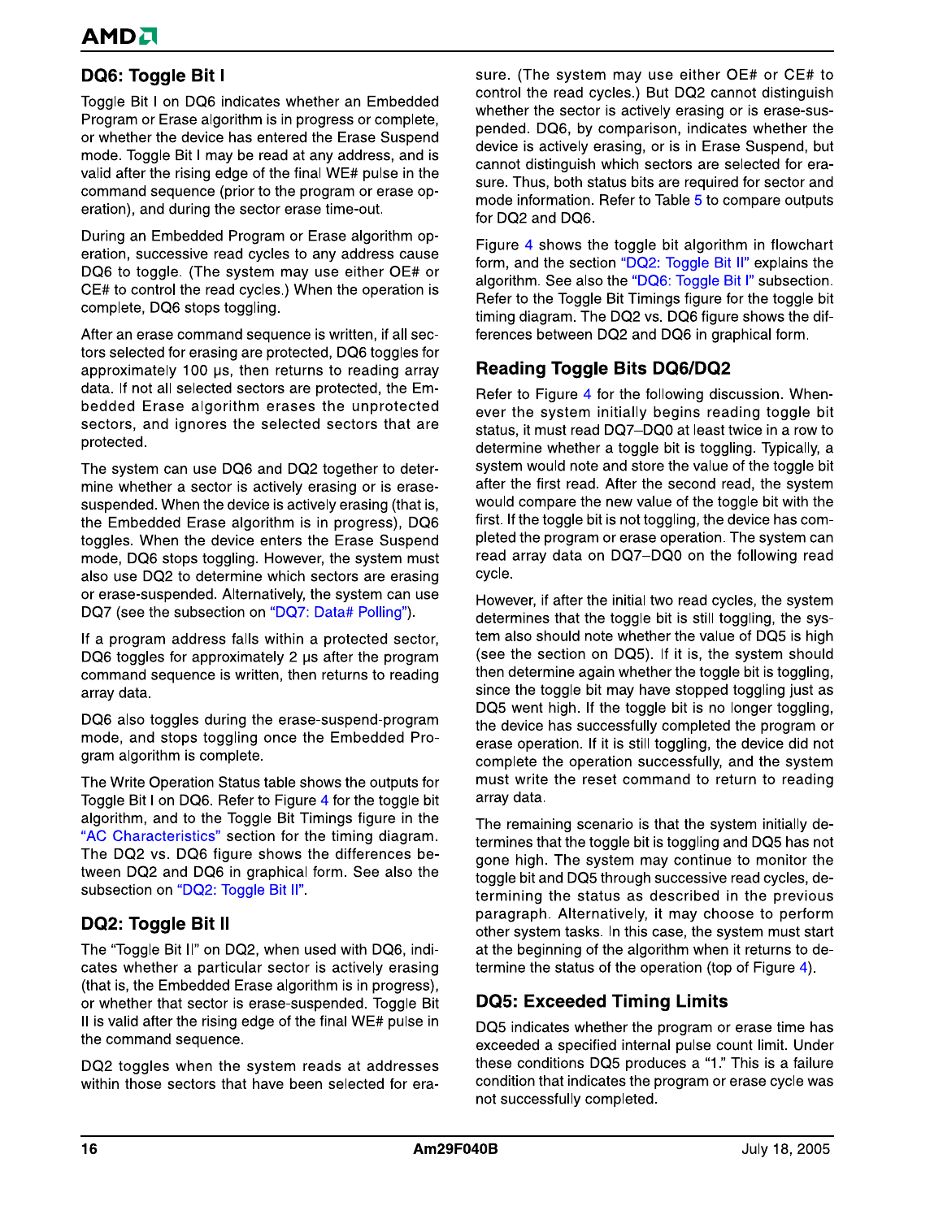## DQ6: Toggle Bit I

Toggle Bit I on DQ6 indicates whether an Embedded Program or Erase algorithm is in progress or complete, or whether the device has entered the Erase Suspend mode. Toggle Bit I may be read at any address, and is valid after the rising edge of the final WE# pulse in the command sequence (prior to the program or erase operation), and during the sector erase time-out.

During an Embedded Program or Erase algorithm operation, successive read cycles to any address cause DQ6 to toggle. (The system may use either OE# or CE# to control the read cycles.) When the operation is complete, DQ6 stops toggling.

After an erase command sequence is written, if all sectors selected for erasing are protected, DQ6 toggles for approximately 100 µs, then returns to reading array data. If not all selected sectors are protected, the Embedded Erase algorithm erases the unprotected sectors, and ignores the selected sectors that are protected.

The system can use DQ6 and DQ2 together to determine whether a sector is actively erasing or is erase-suspended. When the device is actively erasing (that is, the Embedded Erase algorithm is in progress), DQ6 toggles. When the device enters the Erase Suspend mode, DQ6 stops toggling. However, the system must also use DQ2 to determine which sectors are erasing or erase-suspended. Alternatively, the system can use DQ7 (see the subsection on "DQ7: Data# Polling").

If a program address falls within a protected sector, DQ6 toggles for approximately 2 µs after the program command sequence is written, then returns to reading array data.

DQ6 also toggles during the erase-suspend-program mode, and stops toggling once the Embedded Program algorithm is complete.

The Write Operation Status table shows the outputs for Toggle Bit I on DQ6. Refer to Figure 4 for the toggle bit algorithm, and to the Toggle Bit Timings figure in the "AC Characteristics" section for the timing diagram. The DQ2 vs. DQ6 figure shows the differences between DQ2 and DQ6 in graphical form. See also the subsection on "DQ2: Toggle Bit II".

## DQ2: Toggle Bit II

The "Toggle Bit II" on DQ2, when used with DQ6, indicates whether a particular sector is actively erasing (that is, the Embedded Erase algorithm is in progress), or whether that sector is erase-suspended. Toggle Bit II is valid after the rising edge of the final WE# pulse in the command sequence.

DQ2 toggles when the system reads at addresses within those sectors that have been selected for erasure. (The system may use either OE# or CE# to control the read cycles.) But DQ2 cannot distinguish whether the sector is actively erasing or is erase-suspended. DQ6, by comparison, indicates whether the device is actively erasing, or is in Erase Suspend, but cannot distinguish which sectors are selected for erasure. Thus, both status bits are required for sector and mode information. Refer to Table 5 to compare outputs for DQ2 and DQ6.

Figure 4 shows the toggle bit algorithm in flowchart form, and the section "DQ2: Toggle Bit II" explains the algorithm. See also the "DQ6: Toggle Bit I" subsection. Refer to the Toggle Bit Timings figure for the toggle bit timing diagram. The DQ2 vs. DQ6 figure shows the differences between DQ2 and DQ6 in graphical form.

## Reading Toggle Bits DQ6/DQ2

Refer to Figure 4 for the following discussion. Whenever the system initially begins reading toggle bit status, it must read DQ7–DQ0 at least twice in a row to determine whether a toggle bit is toggling. Typically, a system would note and store the value of the toggle bit after the first read. After the second read, the system would compare the new value of the toggle bit with the first. If the toggle bit is not toggling, the device has completed the program or erase operation. The system can read array data on DQ7–DQ0 on the following read cycle.

However, if after the initial two read cycles, the system determines that the toggle bit is still toggling, the system also should note whether the value of DQ5 is high (see the section on DQ5). If it is, the system should then determine again whether the toggle bit is toggling, since the toggle bit may have stopped toggling just as DQ5 went high. If the toggle bit is no longer toggling, the device has successfully completed the program or erase operation. If it is still toggling, the device did not complete the operation successfully, and the system must write the reset command to return to reading array data.

The remaining scenario is that the system initially determines that the toggle bit is toggling and DQ5 has not gone high. The system may continue to monitor the toggle bit and DQ5 through successive read cycles, determining the status as described in the previous paragraph. Alternatively, it may choose to perform other system tasks. In this case, the system must start at the beginning of the algorithm when it returns to determine the status of the operation (top of Figure 4).

## DQ5: Exceeded Timing Limits

DQ5 indicates whether the program or erase time has exceeded a specified internal pulse count limit. Under these conditions DQ5 produces a "1." This is a failure condition that indicates the program or erase cycle was not successfully completed.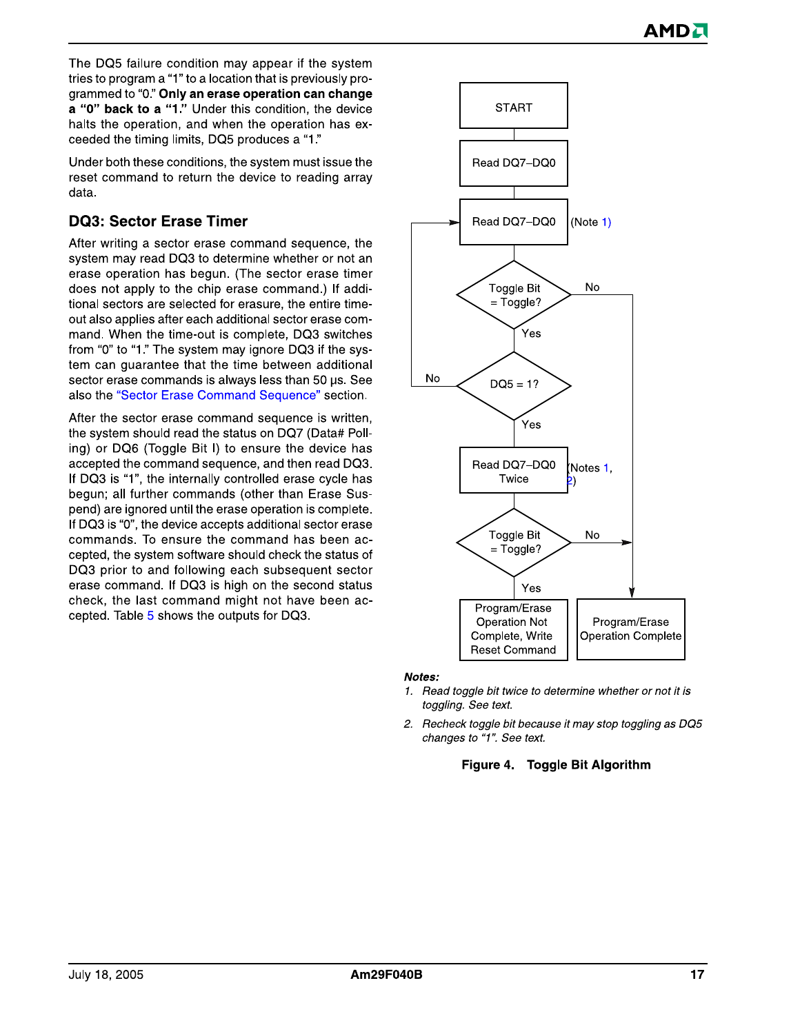The DQ5 failure condition may appear if the system tries to program a "1" to a location that is previously programmed to "0." **Only an erase operation can change a "0" back to a "1."** Under this condition, the device halts the operation, and when the operation has exceeded the timing limits, DQ5 produces a "1."

Under both these conditions, the system must issue the reset command to return the device to reading array data.

## DQ3: Sector Erase Timer

After writing a sector erase command sequence, the system may read DQ3 to determine whether or not an erase operation has begun. (The sector erase timer does not apply to the chip erase command.) If additional sectors are selected for erasure, the entire timeout also applies after each additional sector erase command. When the time-out is complete, DQ3 switches from "0" to "1." The system may ignore DQ3 if the system can guarantee that the time between additional sector erase commands is always less than 50 µs. See also the "Sector Erase Command Sequence" section.

After the sector erase command sequence is written, the system should read the status on DQ7 (Data# Polling) or DQ6 (Toggle Bit I) to ensure the device has accepted the command sequence, and then read DQ3. If DQ3 is "1", the internally controlled erase cycle has begun; all further commands (other than Erase Suspend) are ignored until the erase operation is complete. If DQ3 is "0", the device accepts additional sector erase commands. To ensure the command has been accepted, the system software should check the status of DQ3 prior to and following each subsequent sector erase command. If DQ3 is high on the second status check, the last command might not have been accepted. Table 5 shows the outputs for DQ3.

START

Read DQ7–DQ0

Read DQ7–DQ0 (Note 1)

Toggle Bit = Toggle? — No → Program/Erase Operation Complete; Yes ↓

DQ5 = 1? — No → back to Read DQ7–DQ0; Yes ↓

Read DQ7–DQ0 Twice (Notes 1, 2)

Toggle Bit = Toggle? — No → Program/Erase Operation Complete; Yes → Program/Erase Operation Not Complete, Write Reset Command

*Notes:*

1. *Read toggle bit twice to determine whether or not it is toggling. See text.*
2. *Recheck toggle bit because it may stop toggling as DQ5 changes to "1". See text.*

**Figure 4. Toggle Bit Algorithm**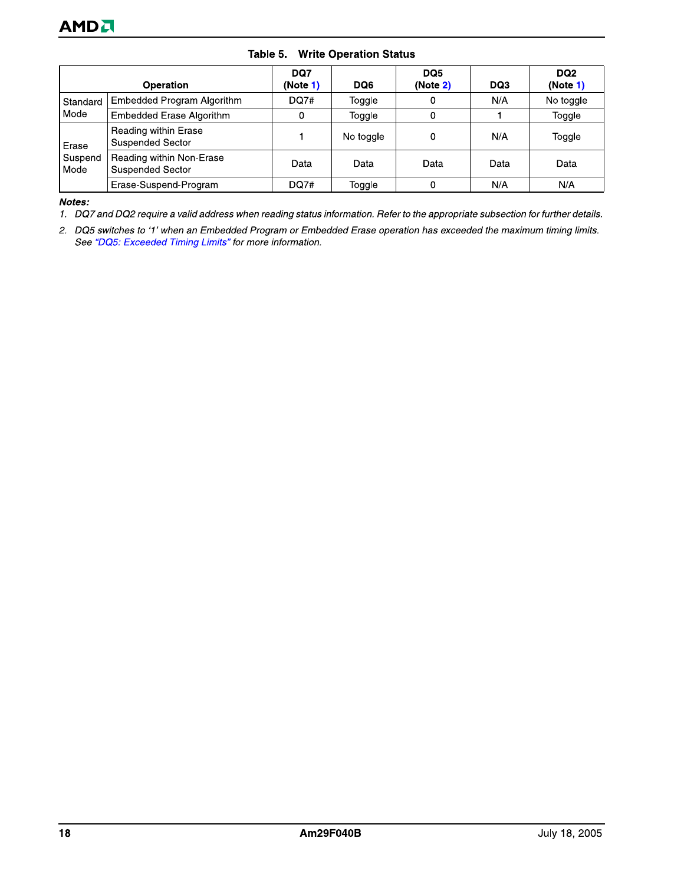**Table 5. Write Operation Status**

| Operation | | DQ7 (Note 1) | DQ6 | DQ5 (Note 2) | DQ3 | DQ2 (Note 1) |
|---|---|---|---|---|---|---|
| Standard Mode | Embedded Program Algorithm | DQ7# | Toggle | 0 | N/A | No toggle |
| | Embedded Erase Algorithm | 0 | Toggle | 0 | 1 | Toggle |
| Erase Suspend Mode | Reading within Erase Suspended Sector | 1 | No toggle | 0 | N/A | Toggle |
| | Reading within Non-Erase Suspended Sector | Data | Data | Data | Data | Data |
| | Erase-Suspend-Program | DQ7# | Toggle | 0 | N/A | N/A |

***Notes:***

1. *DQ7 and DQ2 require a valid address when reading status information. Refer to the appropriate subsection for further details.*
2. *DQ5 switches to '1' when an Embedded Program or Embedded Erase operation has exceeded the maximum timing limits. See "DQ5: Exceeded Timing Limits" for more information.*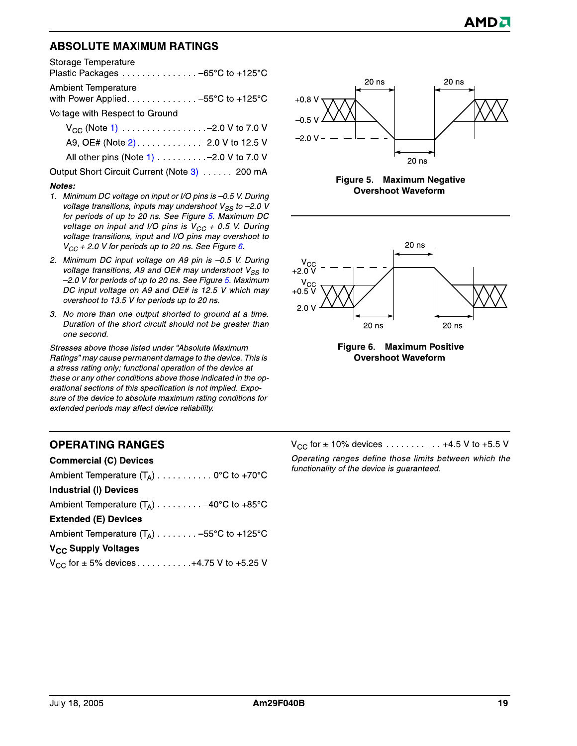## ABSOLUTE MAXIMUM RATINGS

Storage Temperature
Plastic Packages . . . . . . . . . . . . . . . –65°C to +125°C

Ambient Temperature
with Power Applied. . . . . . . . . . . . . . –55°C to +125°C

Voltage with Respect to Ground

$V_{CC}$ (Note 1) . . . . . . . . . . . . . . . . . –2.0 V to 7.0 V

A9, OE# (Note 2) . . . . . . . . . . . . . –2.0 V to 12.5 V

All other pins (Note 1) . . . . . . . . . . –2.0 V to 7.0 V

Output Short Circuit Current (Note 3) . . . . . . 200 mA

***Notes:***

1. *Minimum DC voltage on input or I/O pins is –0.5 V. During voltage transitions, inputs may undershoot $V_{SS}$ to –2.0 V for periods of up to 20 ns. See Figure 5. Maximum DC voltage on input and I/O pins is $V_{CC}$ + 0.5 V. During voltage transitions, input and I/O pins may overshoot to $V_{CC}$ + 2.0 V for periods up to 20 ns. See Figure 6.*
2. *Minimum DC input voltage on A9 pin is –0.5 V. During voltage transitions, A9 and OE# may undershoot $V_{SS}$ to –2.0 V for periods of up to 20 ns. See Figure 5. Maximum DC input voltage on A9 and OE# is 12.5 V which may overshoot to 13.5 V for periods up to 20 ns.*
3. *No more than one output shorted to ground at a time. Duration of the short circuit should not be greater than one second.*

*Stresses above those listed under "Absolute Maximum Ratings" may cause permanent damage to the device. This is a stress rating only; functional operation of the device at these or any other conditions above those indicated in the operational sections of this specification is not implied. Exposure of the device to absolute maximum rating conditions for extended periods may affect device reliability.*

**Figure 5. Maximum Negative Overshoot Waveform**

**Figure 6. Maximum Positive Overshoot Waveform**

## OPERATING RANGES

**Commercial (C) Devices**

Ambient Temperature ($T_A$) . . . . . . . . . . . 0°C to +70°C

**Industrial (I) Devices**

Ambient Temperature ($T_A$) . . . . . . . . . –40°C to +85°C

**Extended (E) Devices**

Ambient Temperature ($T_A$) . . . . . . . . –55°C to +125°C

**$V_{CC}$ Supply Voltages**

$V_{CC}$ for ± 5% devices . . . . . . . . . . . +4.75 V to +5.25 V

$V_{CC}$ for ± 10% devices . . . . . . . . . . . +4.5 V to +5.5 V

*Operating ranges define those limits between which the functionality of the device is guaranteed.*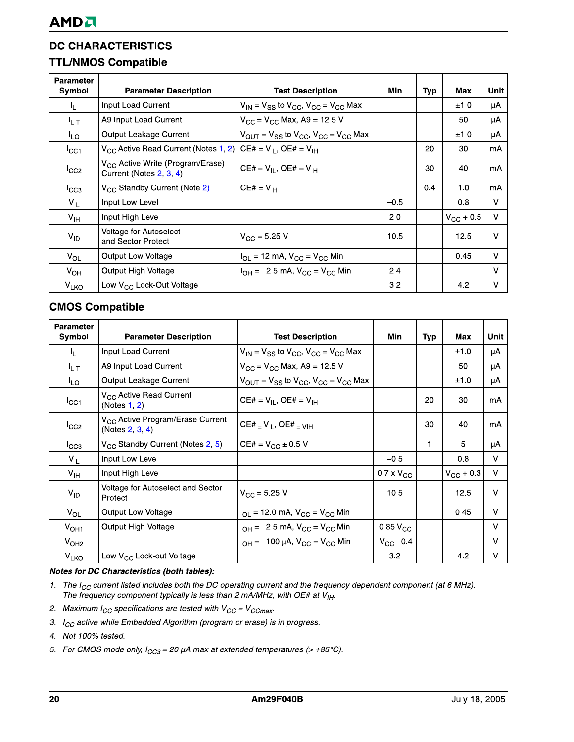## DC CHARACTERISTICS

### TTL/NMOS Compatible

| Parameter Symbol | Parameter Description | Test Description | Min | Typ | Max | Unit |
|---|---|---|---|---|---|---|
| $I_{LI}$ | Input Load Current | $V_{IN} = V_{SS}$ to $V_{CC}$, $V_{CC} = V_{CC}$ Max | | | ±1.0 | µA |
| $I_{LIT}$ | A9 Input Load Current | $V_{CC} = V_{CC}$ Max, A9 = 12.5 V | | | 50 | µA |
| $I_{LO}$ | Output Leakage Current | $V_{OUT} = V_{SS}$ to $V_{CC}$, $V_{CC} = V_{CC}$ Max | | | ±1.0 | µA |
| $I_{CC1}$ | $V_{CC}$ Active Read Current (Notes 1, 2) | CE# = $V_{IL}$, OE# = $V_{IH}$ | | 20 | 30 | mA |
| $I_{CC2}$ | $V_{CC}$ Active Write (Program/Erase) Current (Notes 2, 3, 4) | CE# = $V_{IL}$, OE# = $V_{IH}$ | | 30 | 40 | mA |
| $I_{CC3}$ | $V_{CC}$ Standby Current (Note 2) | CE# = $V_{IH}$ | | 0.4 | 1.0 | mA |
| $V_{IL}$ | Input Low Level | | –0.5 | | 0.8 | V |
| $V_{IH}$ | Input High Level | | 2.0 | | $V_{CC}$ + 0.5 | V |
| $V_{ID}$ | Voltage for Autoselect and Sector Protect | $V_{CC}$ = 5.25 V | 10.5 | | 12.5 | V |
| $V_{OL}$ | Output Low Voltage | $I_{OL}$ = 12 mA, $V_{CC} = V_{CC}$ Min | | | 0.45 | V |
| $V_{OH}$ | Output High Voltage | $I_{OH}$ = –2.5 mA, $V_{CC} = V_{CC}$ Min | 2.4 | | | V |
| $V_{LKO}$ | Low $V_{CC}$ Lock-Out Voltage | | 3.2 | | 4.2 | V |

### CMOS Compatible

| Parameter Symbol | Parameter Description | Test Description | Min | Typ | Max | Unit |
|---|---|---|---|---|---|---|
| $I_{LI}$ | Input Load Current | $V_{IN} = V_{SS}$ to $V_{CC}$, $V_{CC} = V_{CC}$ Max | | | ±1.0 | µA |
| $I_{LIT}$ | A9 Input Load Current | $V_{CC} = V_{CC}$ Max, A9 = 12.5 V | | | 50 | µA |
| $I_{LO}$ | Output Leakage Current | $V_{OUT} = V_{SS}$ to $V_{CC}$, $V_{CC} = V_{CC}$ Max | | | ±1.0 | µA |
| $I_{CC1}$ | $V_{CC}$ Active Read Current (Notes 1, 2) | CE# = $V_{IL}$, OE# = $V_{IH}$ | | 20 | 30 | mA |
| $I_{CC2}$ | $V_{CC}$ Active Program/Erase Current (Notes 2, 3, 4) | CE# = $V_{IL}$, OE# = VIH | | 30 | 40 | mA |
| $I_{CC3}$ | $V_{CC}$ Standby Current (Notes 2, 5) | CE# = $V_{CC}$ ± 0.5 V | | 1 | 5 | µA |
| $V_{IL}$ | Input Low Level | | –0.5 | | 0.8 | V |
| $V_{IH}$ | Input High Level | | 0.7 x $V_{CC}$ | | $V_{CC}$ + 0.3 | V |
| $V_{ID}$ | Voltage for Autoselect and Sector Protect | $V_{CC}$ = 5.25 V | 10.5 | | 12.5 | V |
| $V_{OL}$ | Output Low Voltage | $I_{OL}$ = 12.0 mA, $V_{CC} = V_{CC}$ Min | | | 0.45 | V |
| $V_{OH1}$ | Output High Voltage | $I_{OH}$ = –2.5 mA, $V_{CC} = V_{CC}$ Min | 0.85 $V_{CC}$ | | | V |
| $V_{OH2}$ | | $I_{OH}$ = –100 µA, $V_{CC} = V_{CC}$ Min | $V_{CC}$ –0.4 | | | V |
| $V_{LKO}$ | Low $V_{CC}$ Lock-out Voltage | | 3.2 | | 4.2 | V |

***Notes for DC Characteristics (both tables):***

1. *The $I_{CC}$ current listed includes both the DC operating current and the frequency dependent component (at 6 MHz). The frequency component typically is less than 2 mA/MHz, with OE# at $V_{IH}$.*
2. *Maximum $I_{CC}$ specifications are tested with $V_{CC} = V_{CCmax}$.*
3. *$I_{CC}$ active while Embedded Algorithm (program or erase) is in progress.*
4. *Not 100% tested.*
5. *For CMOS mode only, $I_{CC3}$ = 20 µA max at extended temperatures (> +85°C).*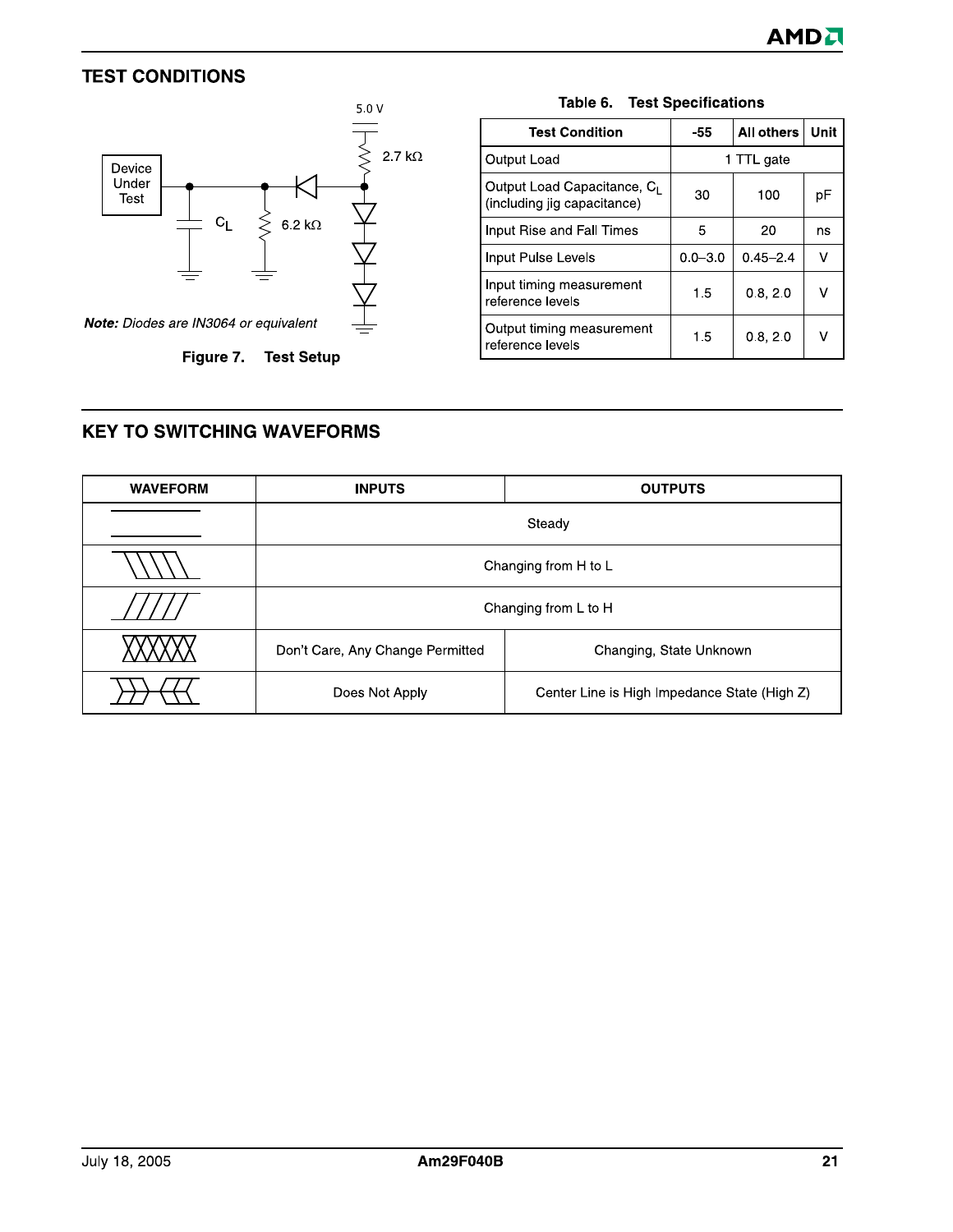## TEST CONDITIONS

*Note: Diodes are IN3064 or equivalent*

**Figure 7. Test Setup**

**Table 6. Test Specifications**

| Test Condition | -55 | All others | Unit |
|---|---|---|---|
| Output Load | 1 TTL gate | | |
| Output Load Capacitance, $C_L$ (including jig capacitance) | 30 | 100 | pF |
| Input Rise and Fall Times | 5 | 20 | ns |
| Input Pulse Levels | 0.0–3.0 | 0.45–2.4 | V |
| Input timing measurement reference levels | 1.5 | 0.8, 2.0 | V |
| Output timing measurement reference levels | 1.5 | 0.8, 2.0 | V |

## KEY TO SWITCHING WAVEFORMS

| WAVEFORM | INPUTS | OUTPUTS |
|---|---|---|
| | Steady | |
| | Changing from H to L | |
| | Changing from L to H | |
| | Don't Care, Any Change Permitted | Changing, State Unknown |
| | Does Not Apply | Center Line is High Impedance State (High Z) |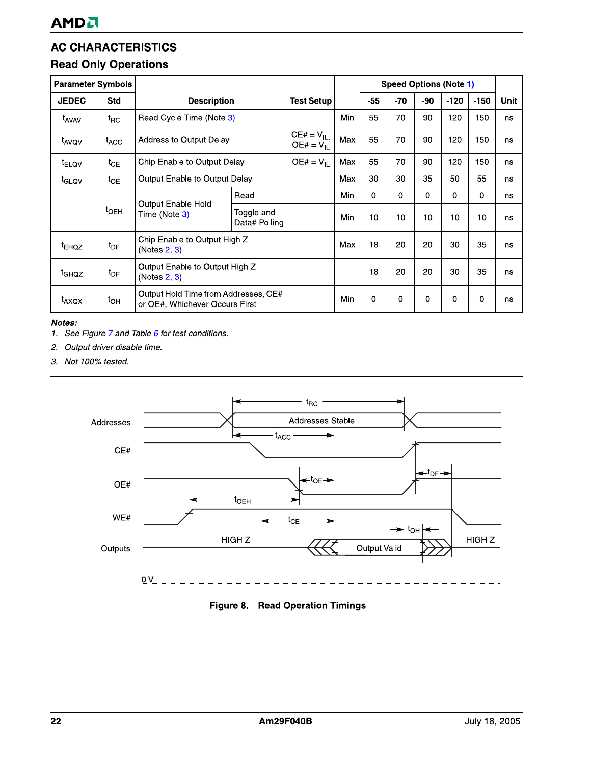## AC CHARACTERISTICS

### Read Only Operations

| Parameter Symbols | | Description | | Test Setup | | Speed Options (Note 1) | | | | | Unit |
|---|---|---|---|---|---|---|---|---|---|---|---|
| JEDEC | Std | | | | | -55 | -70 | -90 | -120 | -150 | |
| $t_{AVAV}$ | $t_{RC}$ | Read Cycle Time (Note 3) | | | Min | 55 | 70 | 90 | 120 | 150 | ns |
| $t_{AVQV}$ | $t_{ACC}$ | Address to Output Delay | | CE# = $V_{IL}$, OE# = $V_{IL}$ | Max | 55 | 70 | 90 | 120 | 150 | ns |
| $t_{ELQV}$ | $t_{CE}$ | Chip Enable to Output Delay | | OE# = $V_{IL}$ | Max | 55 | 70 | 90 | 120 | 150 | ns |
| $t_{GLQV}$ | $t_{OE}$ | Output Enable to Output Delay | | | Max | 30 | 30 | 35 | 50 | 55 | ns |
| | $t_{OEH}$ | Output Enable Hold Time (Note 3) | Read | | Min | 0 | 0 | 0 | 0 | 0 | ns |
| | | | Toggle and Data# Polling | | Min | 10 | 10 | 10 | 10 | 10 | ns |
| $t_{EHQZ}$ | $t_{DF}$ | Chip Enable to Output High Z (Notes 2, 3) | | | Max | 18 | 20 | 20 | 30 | 35 | ns |
| $t_{GHQZ}$ | $t_{DF}$ | Output Enable to Output High Z (Notes 2, 3) | | | | 18 | 20 | 20 | 30 | 35 | ns |
| $t_{AXQX}$ | $t_{OH}$ | Output Hold Time from Addresses, CE# or OE#, Whichever Occurs First | | | Min | 0 | 0 | 0 | 0 | 0 | ns |

***Notes:***

1. *See Figure 7 and Table 6 for test conditions.*
2. *Output driver disable time.*
3. *Not 100% tested.*

**Figure 8. Read Operation Timings**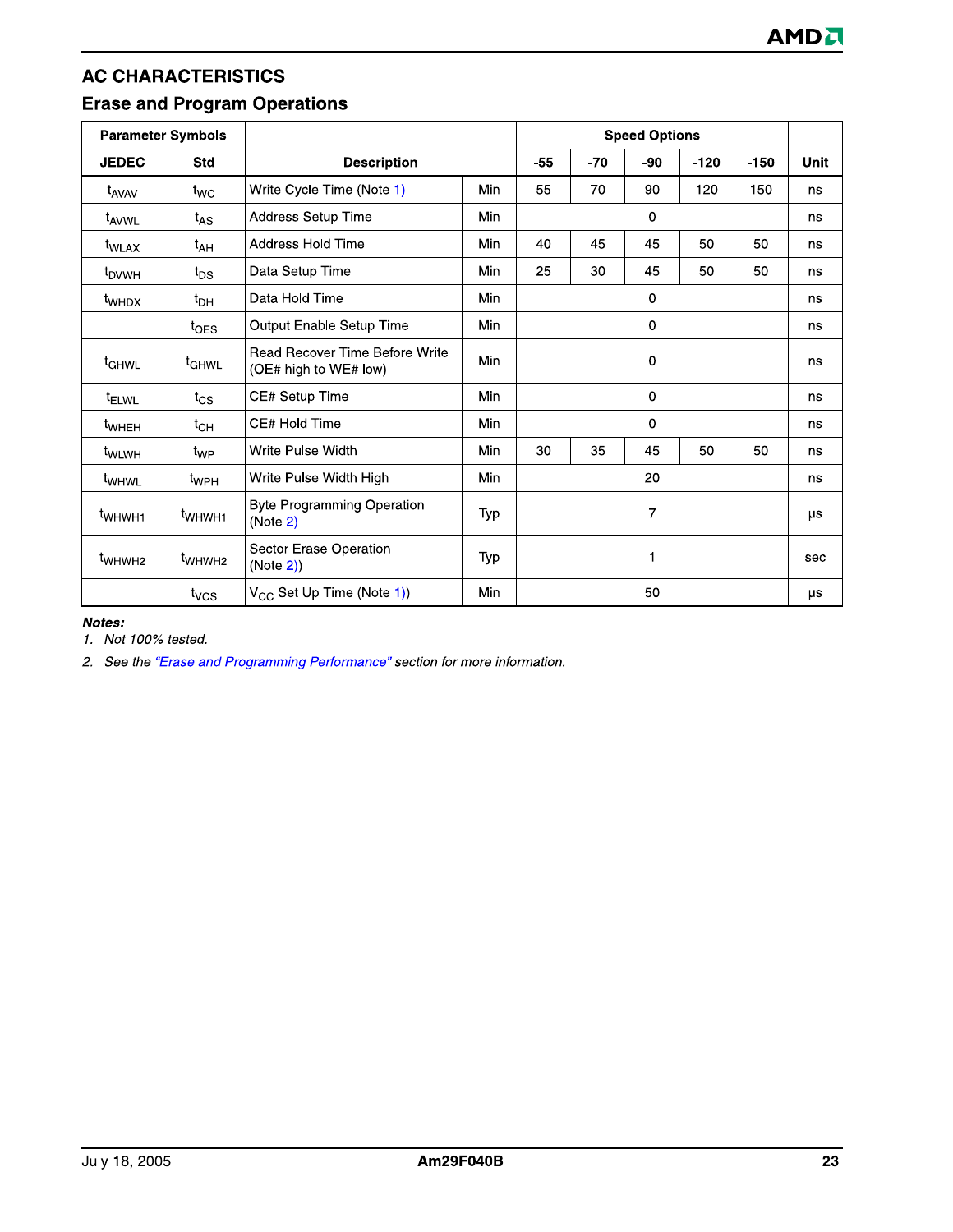## AC CHARACTERISTICS

### Erase and Program Operations

| Parameter Symbols | | Description | | Speed Options | | | | | Unit |
|---|---|---|---|---|---|---|---|---|---|
| JEDEC | Std | | | -55 | -70 | -90 | -120 | -150 | |
| $t_{AVAV}$ | $t_{WC}$ | Write Cycle Time (Note 1) | Min | 55 | 70 | 90 | 120 | 150 | ns |
| $t_{AVWL}$ | $t_{AS}$ | Address Setup Time | Min | 0 | | | | | ns |
| $t_{WLAX}$ | $t_{AH}$ | Address Hold Time | Min | 40 | 45 | 45 | 50 | 50 | ns |
| $t_{DVWH}$ | $t_{DS}$ | Data Setup Time | Min | 25 | 30 | 45 | 50 | 50 | ns |
| $t_{WHDX}$ | $t_{DH}$ | Data Hold Time | Min | 0 | | | | | ns |
| | $t_{OES}$ | Output Enable Setup Time | Min | 0 | | | | | ns |
| $t_{GHWL}$ | $t_{GHWL}$ | Read Recover Time Before Write (OE# high to WE# low) | Min | 0 | | | | | ns |
| $t_{ELWL}$ | $t_{CS}$ | CE# Setup Time | Min | 0 | | | | | ns |
| $t_{WHEH}$ | $t_{CH}$ | CE# Hold Time | Min | 0 | | | | | ns |
| $t_{WLWH}$ | $t_{WP}$ | Write Pulse Width | Min | 30 | 35 | 45 | 50 | 50 | ns |
| $t_{WHWL}$ | $t_{WPH}$ | Write Pulse Width High | Min | 20 | | | | | ns |
| $t_{WHWH1}$ | $t_{WHWH1}$ | Byte Programming Operation (Note 2) | Typ | 7 | | | | | µs |
| $t_{WHWH2}$ | $t_{WHWH2}$ | Sector Erase Operation (Note 2)) | Typ | 1 | | | | | sec |
| | $t_{VCS}$ | $V_{CC}$ Set Up Time (Note 1)) | Min | 50 | | | | | µs |

***Notes:***

1. *Not 100% tested.*
2. *See the "Erase and Programming Performance" section for more information.*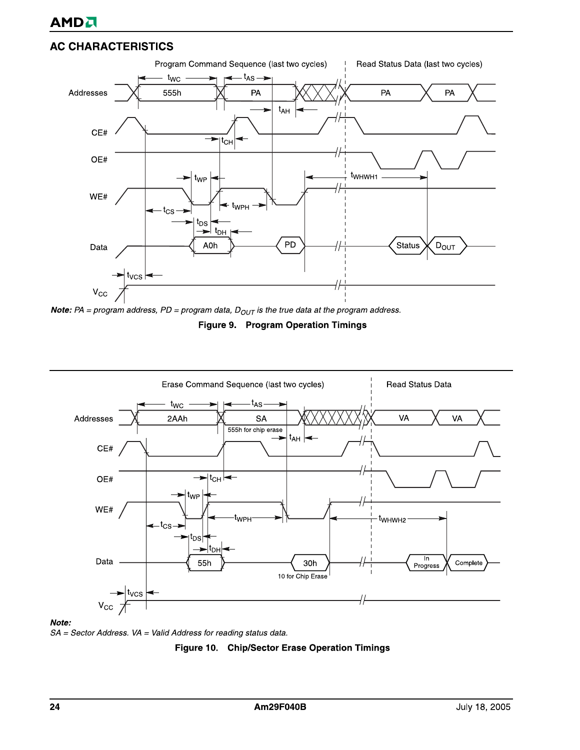## AC CHARACTERISTICS

**Note:** *PA = program address, PD = program data, $D_{OUT}$ is the true data at the program address.*

**Figure 9. Program Operation Timings**

**Note:**

*SA = Sector Address. VA = Valid Address for reading status data.*

**Figure 10. Chip/Sector Erase Operation Timings**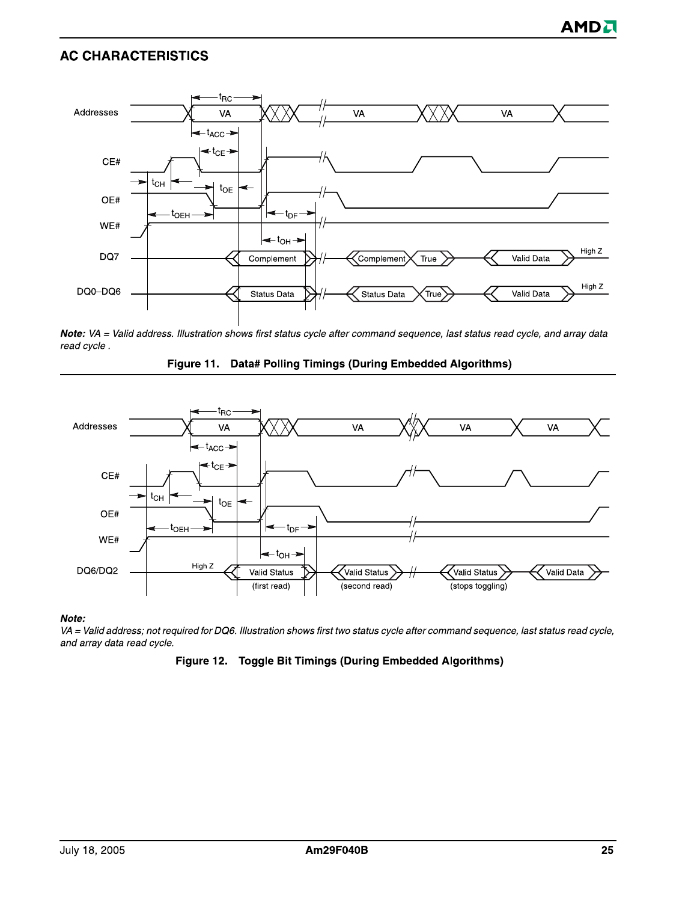## AC CHARACTERISTICS

**Note:** *VA = Valid address. Illustration shows first status cycle after command sequence, last status read cycle, and array data read cycle .*

**Figure 11. Data# Polling Timings (During Embedded Algorithms)**

**Note:**

*VA = Valid address; not required for DQ6. Illustration shows first two status cycle after command sequence, last status read cycle, and array data read cycle.*

**Figure 12. Toggle Bit Timings (During Embedded Algorithms)**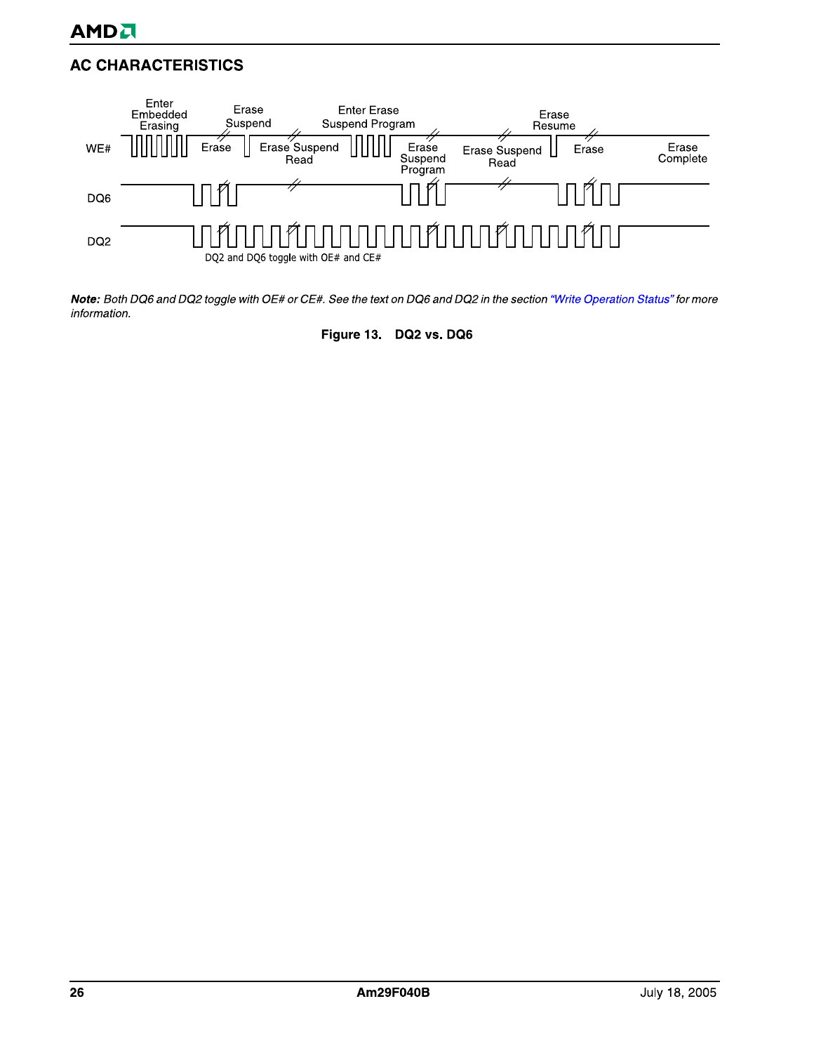## AC CHARACTERISTICS

WE#
DQ6
DQ2

Enter Embedded Erasing | Erase Suspend | Erase | Erase Suspend Read | Enter Erase Suspend Program | Erase Suspend Program | Erase Suspend Read | Erase Resume | Erase | Erase Complete

DQ2 and DQ6 toggle with OE# and CE#

***Note:*** *Both DQ6 and DQ2 toggle with OE# or CE#. See the text on DQ6 and DQ2 in the section "Write Operation Status" for more information.*

**Figure 13. DQ2 vs. DQ6**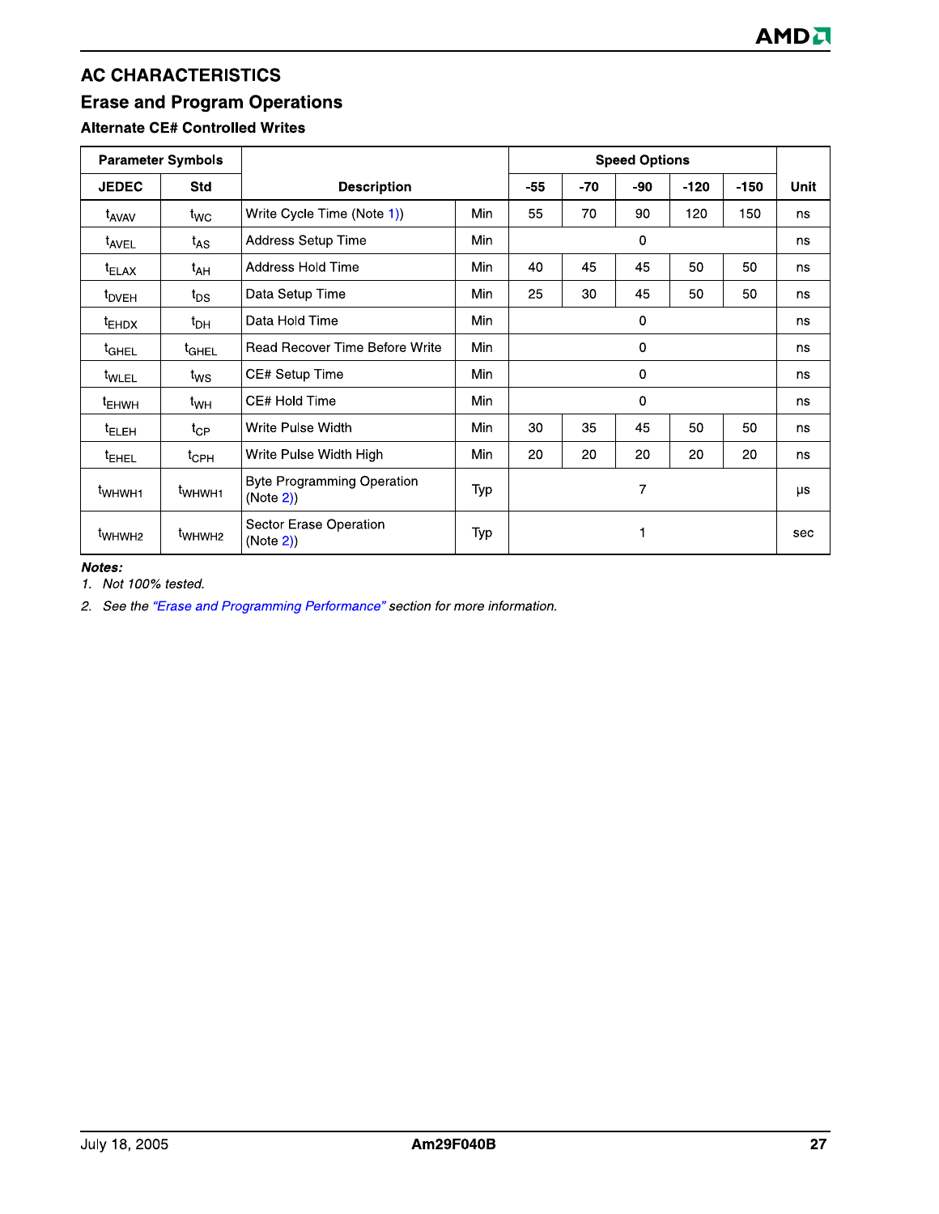## AC CHARACTERISTICS

## Erase and Program Operations

### Alternate CE# Controlled Writes

| Parameter Symbols | | Description | | Speed Options | | | | | Unit |
|---|---|---|---|---|---|---|---|---|---|
| JEDEC | Std | | | -55 | -70 | -90 | -120 | -150 | |
| $t_{AVAV}$ | $t_{WC}$ | Write Cycle Time (Note 1)) | Min | 55 | 70 | 90 | 120 | 150 | ns |
| $t_{AVEL}$ | $t_{AS}$ | Address Setup Time | Min | 0 | | | | | ns |
| $t_{ELAX}$ | $t_{AH}$ | Address Hold Time | Min | 40 | 45 | 45 | 50 | 50 | ns |
| $t_{DVEH}$ | $t_{DS}$ | Data Setup Time | Min | 25 | 30 | 45 | 50 | 50 | ns |
| $t_{EHDX}$ | $t_{DH}$ | Data Hold Time | Min | 0 | | | | | ns |
| $t_{GHEL}$ | $t_{GHEL}$ | Read Recover Time Before Write | Min | 0 | | | | | ns |
| $t_{WLEL}$ | $t_{WS}$ | CE# Setup Time | Min | 0 | | | | | ns |
| $t_{EHWH}$ | $t_{WH}$ | CE# Hold Time | Min | 0 | | | | | ns |
| $t_{ELEH}$ | $t_{CP}$ | Write Pulse Width | Min | 30 | 35 | 45 | 50 | 50 | ns |
| $t_{EHEL}$ | $t_{CPH}$ | Write Pulse Width High | Min | 20 | 20 | 20 | 20 | 20 | ns |
| $t_{WHWH1}$ | $t_{WHWH1}$ | Byte Programming Operation (Note 2)) | Typ | 7 | | | | | µs |
| $t_{WHWH2}$ | $t_{WHWH2}$ | Sector Erase Operation (Note 2)) | Typ | 1 | | | | | sec |

***Notes:***

1. *Not 100% tested.*
2. *See the "Erase and Programming Performance" section for more information.*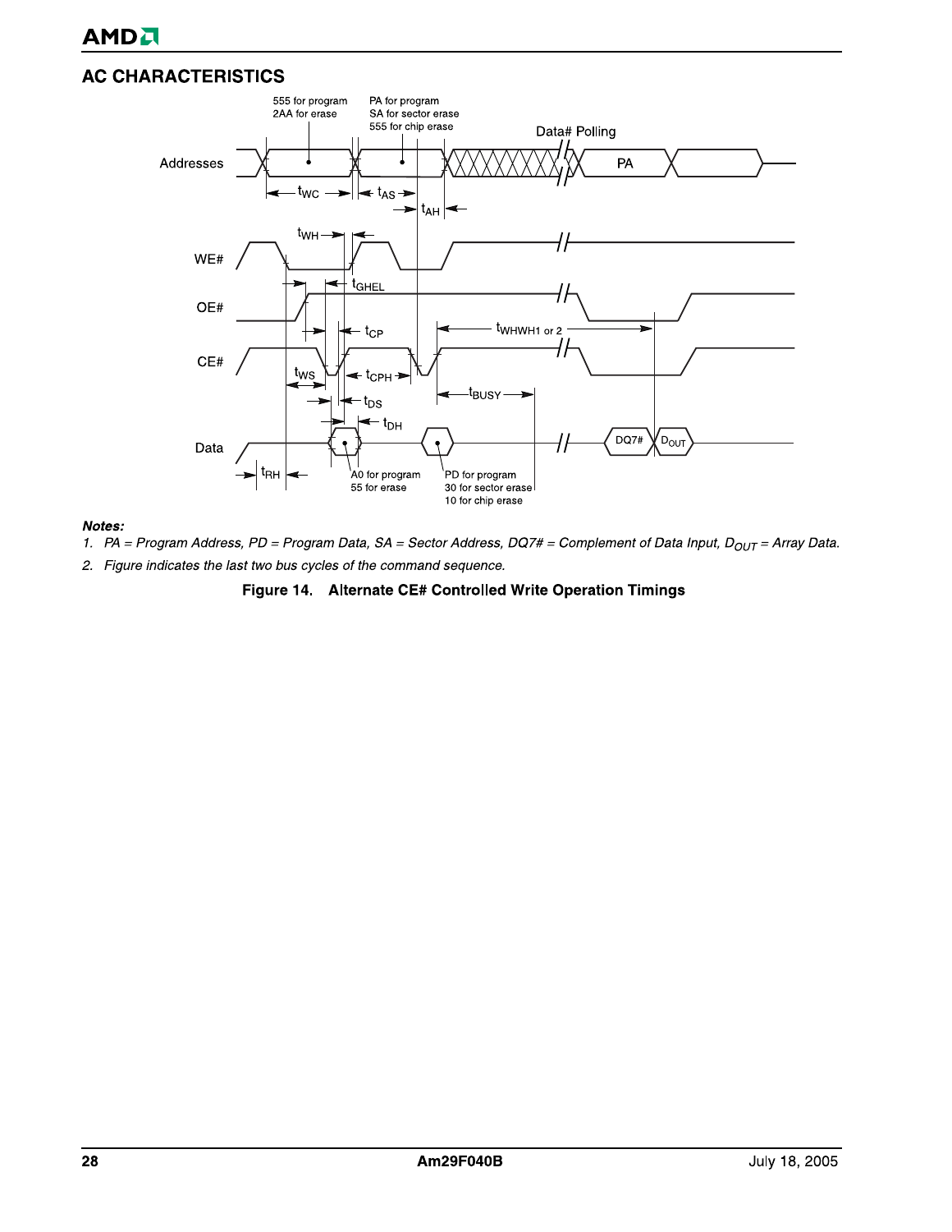## AC CHARACTERISTICS

Addresses: 555 for program, 2AA for erase; PA for program, SA for sector erase, 555 for chip erase; Data# Polling; PA

WE#

OE#

CE#

Data: A0 for program, 55 for erase; PD for program, 30 for sector erase, 10 for chip erase; DQ7#; $D_{OUT}$

Timing parameters: $t_{WC}$, $t_{AS}$, $t_{AH}$, $t_{WH}$, $t_{GHEL}$, $t_{CP}$, $t_{WHWH1 \text{ or } 2}$, $t_{WS}$, $t_{CPH}$, $t_{BUSY}$, $t_{DS}$, $t_{DH}$, $t_{RH}$

***Notes:***

1. *PA = Program Address, PD = Program Data, SA = Sector Address, DQ7# = Complement of Data Input,* $D_{OUT}$ *= Array Data.*
2. *Figure indicates the last two bus cycles of the command sequence.*

**Figure 14. Alternate CE# Controlled Write Operation Timings**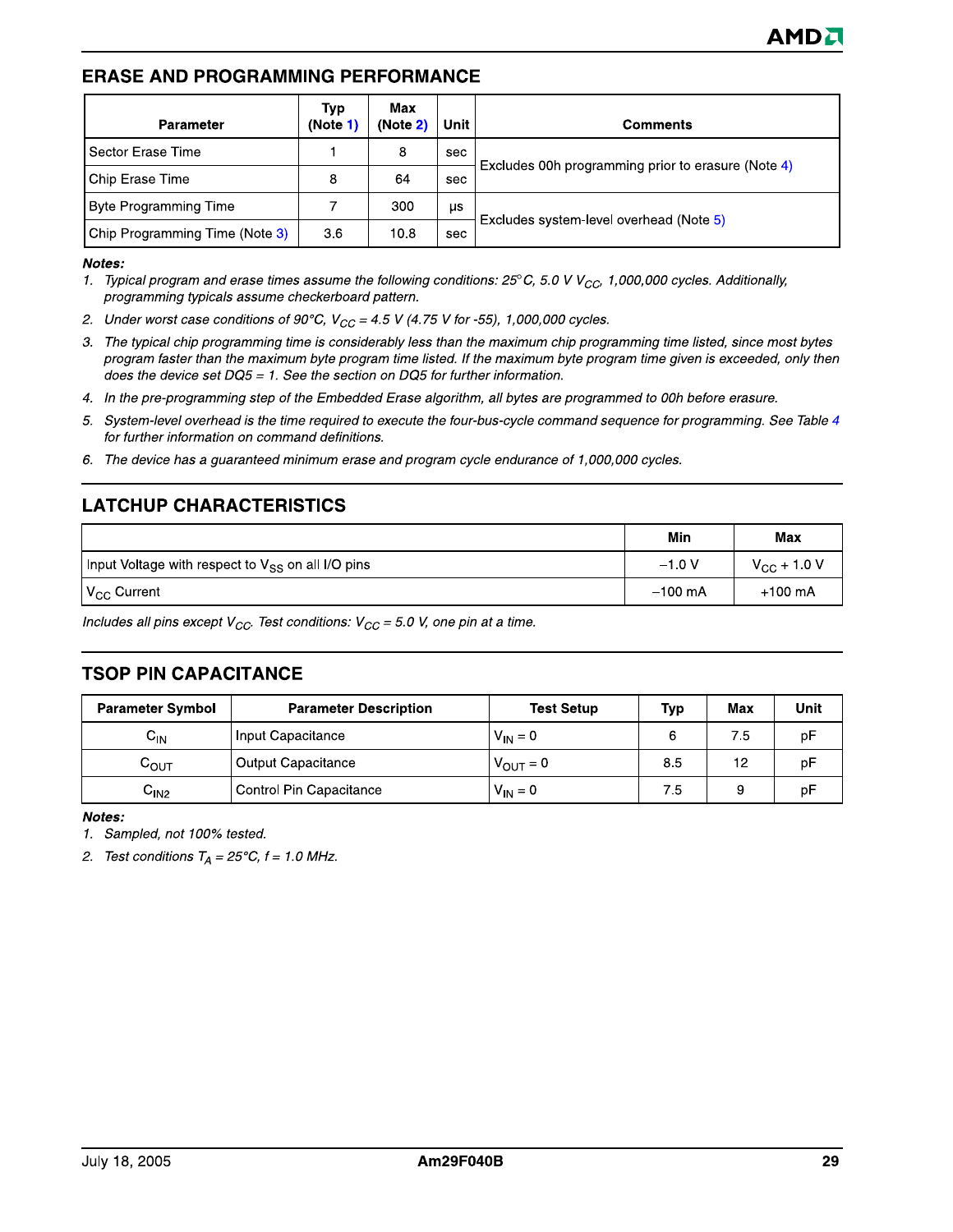## ERASE AND PROGRAMMING PERFORMANCE

| Parameter | Typ (Note 1) | Max (Note 2) | Unit | Comments |
|---|---|---|---|---|
| Sector Erase Time | 1 | 8 | sec | Excludes 00h programming prior to erasure (Note 4) |
| Chip Erase Time | 8 | 64 | sec | |
| Byte Programming Time | 7 | 300 | µs | Excludes system-level overhead (Note 5) |
| Chip Programming Time (Note 3) | 3.6 | 10.8 | sec | |

***Notes:***

1. *Typical program and erase times assume the following conditions: 25°C, 5.0 V $V_{CC}$, 1,000,000 cycles. Additionally, programming typicals assume checkerboard pattern.*
2. *Under worst case conditions of 90°C, $V_{CC}$ = 4.5 V (4.75 V for -55), 1,000,000 cycles.*
3. *The typical chip programming time is considerably less than the maximum chip programming time listed, since most bytes program faster than the maximum byte program time listed. If the maximum byte program time given is exceeded, only then does the device set DQ5 = 1. See the section on DQ5 for further information.*
4. *In the pre-programming step of the Embedded Erase algorithm, all bytes are programmed to 00h before erasure.*
5. *System-level overhead is the time required to execute the four-bus-cycle command sequence for programming. See Table 4 for further information on command definitions.*
6. *The device has a guaranteed minimum erase and program cycle endurance of 1,000,000 cycles.*

## LATCHUP CHARACTERISTICS

| | Min | Max |
|---|---|---|
| Input Voltage with respect to $V_{SS}$ on all I/O pins | –1.0 V | $V_{CC}$ + 1.0 V |
| $V_{CC}$ Current | –100 mA | +100 mA |

*Includes all pins except $V_{CC}$. Test conditions: $V_{CC}$ = 5.0 V, one pin at a time.*

## TSOP PIN CAPACITANCE

| Parameter Symbol | Parameter Description | Test Setup | Typ | Max | Unit |
|---|---|---|---|---|---|
| $C_{IN}$ | Input Capacitance | $V_{IN}$ = 0 | 6 | 7.5 | pF |
| $C_{OUT}$ | Output Capacitance | $V_{OUT}$ = 0 | 8.5 | 12 | pF |
| $C_{IN2}$ | Control Pin Capacitance | $V_{IN}$ = 0 | 7.5 | 9 | pF |

***Notes:***

1. *Sampled, not 100% tested.*
2. *Test conditions $T_A$ = 25°C, f = 1.0 MHz.*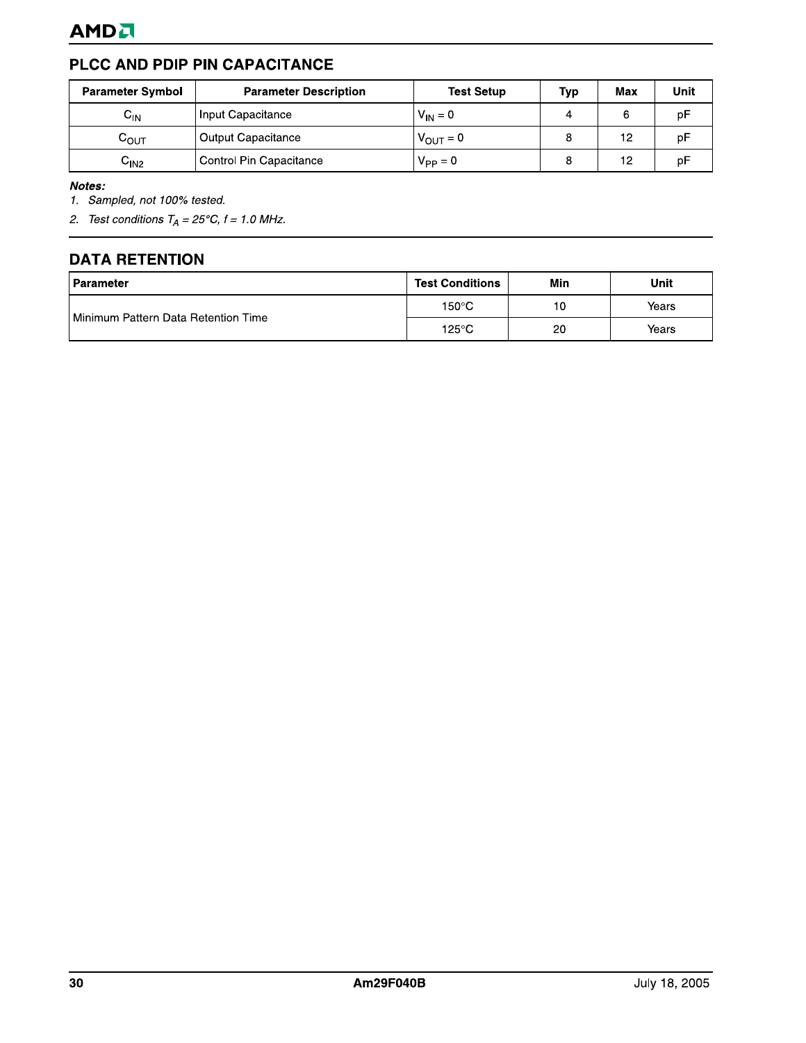## PLCC AND PDIP PIN CAPACITANCE

| Parameter Symbol | Parameter Description | Test Setup | Typ | Max | Unit |
|---|---|---|---|---|---|
| $C_{IN}$ | Input Capacitance | $V_{IN} = 0$ | 4 | 6 | pF |
| $C_{OUT}$ | Output Capacitance | $V_{OUT} = 0$ | 8 | 12 | pF |
| $C_{IN2}$ | Control Pin Capacitance | $V_{PP} = 0$ | 8 | 12 | pF |

***Notes:***

1. *Sampled, not 100% tested.*
2. *Test conditions $T_A = 25°C$, $f = 1.0$ MHz.*

## DATA RETENTION

| Parameter | Test Conditions | Min | Unit |
|---|---|---|---|
| Minimum Pattern Data Retention Time | 150°C | 10 | Years |
| | 125°C | 20 | Years |